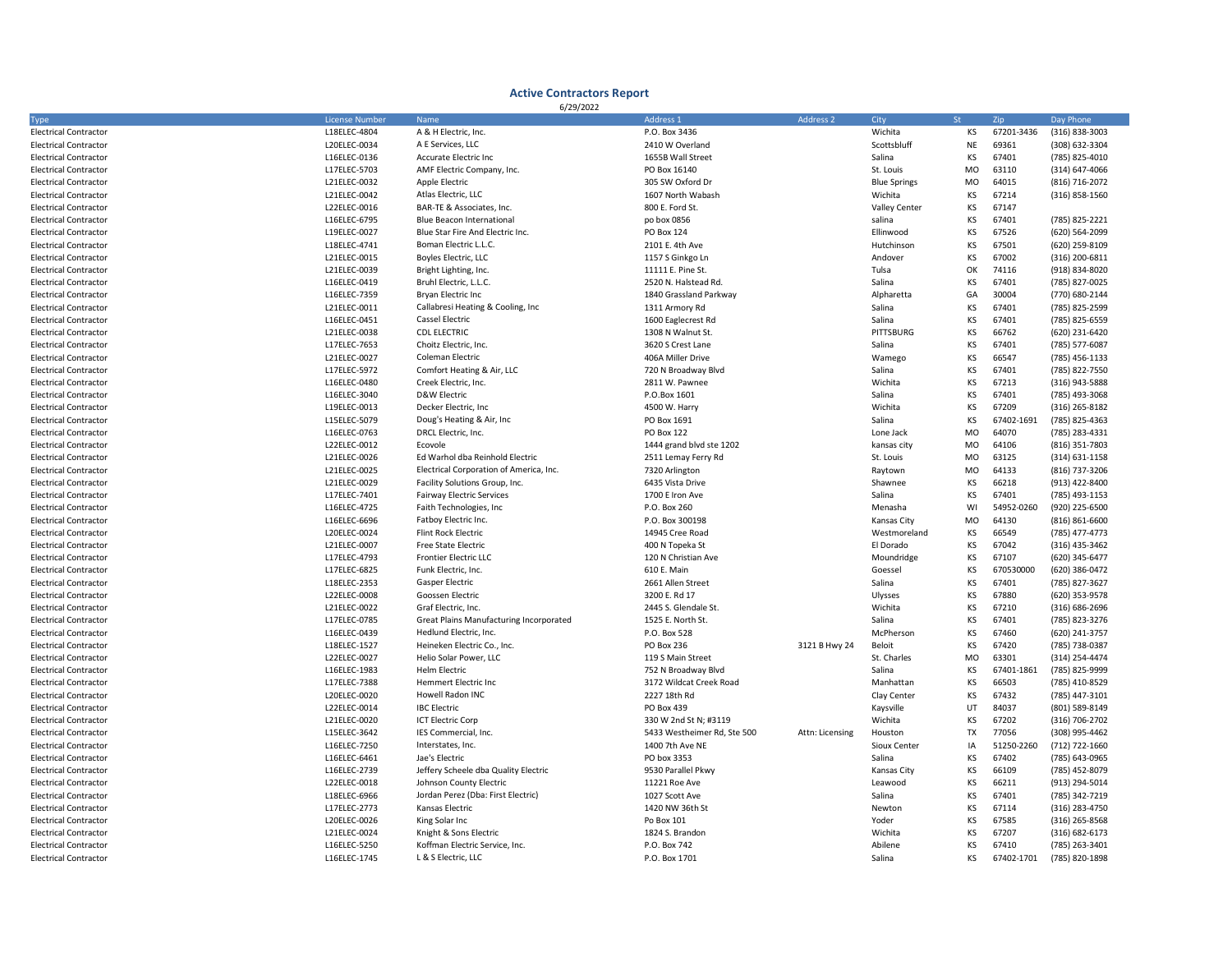# Active Contractors Report

6/29/2022

| Type | License Number | Name | Address 1 | Address 2 | City | St | Zip | Day Phone |
|---|---|---|---|---|---|---|---|---|
| Electrical Contractor | L18ELEC-4804 | A & H Electric, Inc. | P.O. Box 3436 | | Wichita | KS | 67201-3436 | (316) 838-3003 |
| Electrical Contractor | L20ELEC-0034 | A E Services, LLC | 2410 W Overland | | Scottsbluff | NE | 69361 | (308) 632-3304 |
| Electrical Contractor | L16ELEC-0136 | Accurate Electric Inc | 1655B Wall Street | | Salina | KS | 67401 | (785) 825-4010 |
| Electrical Contractor | L17ELEC-5703 | AMF Electric Company, Inc. | PO Box 16140 | | St. Louis | MO | 63110 | (314) 647-4066 |
| Electrical Contractor | L21ELEC-0032 | Apple Electric | 305 SW Oxford Dr | | Blue Springs | MO | 64015 | (816) 716-2072 |
| Electrical Contractor | L21ELEC-0042 | Atlas Electric, LLC | 1607 North Wabash | | Wichita | KS | 67214 | (316) 858-1560 |
| Electrical Contractor | L22ELEC-0016 | BAR-TE & Associates, Inc. | 800 E. Ford St. | | Valley Center | KS | 67147 | |
| Electrical Contractor | L16ELEC-6795 | Blue Beacon International | po box 0856 | | salina | KS | 67401 | (785) 825-2221 |
| Electrical Contractor | L19ELEC-0027 | Blue Star Fire And Electric Inc. | PO Box 124 | | Ellinwood | KS | 67526 | (620) 564-2099 |
| Electrical Contractor | L18ELEC-4741 | Boman Electric L.L.C. | 2101 E. 4th Ave | | Hutchinson | KS | 67501 | (620) 259-8109 |
| Electrical Contractor | L21ELEC-0015 | Boyles Electric, LLC | 1157 S Ginkgo Ln | | Andover | KS | 67002 | (316) 200-6811 |
| Electrical Contractor | L21ELEC-0039 | Bright Lighting, Inc. | 11111 E. Pine St. | | Tulsa | OK | 74116 | (918) 834-8020 |
| Electrical Contractor | L16ELEC-0419 | Bruhl Electric, L.L.C. | 2520 N. Halstead Rd. | | Salina | KS | 67401 | (785) 827-0025 |
| Electrical Contractor | L16ELEC-7359 | Bryan Electric Inc | 1840 Grassland Parkway | | Alpharetta | GA | 30004 | (770) 680-2144 |
| Electrical Contractor | L21ELEC-0011 | Callabresi Heating & Cooling, Inc | 1311 Armory Rd | | Salina | KS | 67401 | (785) 825-2599 |
| Electrical Contractor | L16ELEC-0451 | Cassel Electric | 1600 Eaglecrest Rd | | Salina | KS | 67401 | (785) 825-6559 |
| Electrical Contractor | L21ELEC-0038 | CDL ELECTRIC | 1308 N Walnut St. | | PITTSBURG | KS | 66762 | (620) 231-6420 |
| Electrical Contractor | L17ELEC-7653 | Choitz Electric, Inc. | 3620 S Crest Lane | | Salina | KS | 67401 | (785) 577-6087 |
| Electrical Contractor | L21ELEC-0027 | Coleman Electric | 406A Miller Drive | | Wamego | KS | 66547 | (785) 456-1133 |
| Electrical Contractor | L17ELEC-5972 | Comfort Heating & Air, LLC | 720 N Broadway Blvd | | Salina | KS | 67401 | (785) 822-7550 |
| Electrical Contractor | L16ELEC-0480 | Creek Electric, Inc. | 2811 W. Pawnee | | Wichita | KS | 67213 | (316) 943-5888 |
| Electrical Contractor | L16ELEC-3040 | D&W Electric | P.O.Box 1601 | | Salina | KS | 67401 | (785) 493-3068 |
| Electrical Contractor | L19ELEC-0013 | Decker Electric, Inc | 4500 W. Harry | | Wichita | KS | 67209 | (316) 265-8182 |
| Electrical Contractor | L15ELEC-5079 | Doug's Heating & Air, Inc | PO Box 1691 | | Salina | KS | 67402-1691 | (785) 825-4363 |
| Electrical Contractor | L16ELEC-0763 | DRCL Electric, Inc. | PO Box 122 | | Lone Jack | MO | 64070 | (785) 283-4331 |
| Electrical Contractor | L22ELEC-0012 | Ecovole | 1444 grand blvd ste 1202 | | kansas city | MO | 64106 | (816) 351-7803 |
| Electrical Contractor | L21ELEC-0026 | Ed Warhol dba Reinhold Electric | 2511 Lemay Ferry Rd | | St. Louis | MO | 63125 | (314) 631-1158 |
| Electrical Contractor | L21ELEC-0025 | Electrical Corporation of America, Inc. | 7320 Arlington | | Raytown | MO | 64133 | (816) 737-3206 |
| Electrical Contractor | L21ELEC-0029 | Facility Solutions Group, Inc. | 6435 Vista Drive | | Shawnee | KS | 66218 | (913) 422-8400 |
| Electrical Contractor | L17ELEC-7401 | Fairway Electric Services | 1700 E Iron Ave | | Salina | KS | 67401 | (785) 493-1153 |
| Electrical Contractor | L16ELEC-4725 | Faith Technologies, Inc | P.O. Box 260 | | Menasha | WI | 54952-0260 | (920) 225-6500 |
| Electrical Contractor | L16ELEC-6696 | Fatboy Electric Inc. | P.O. Box 300198 | | Kansas City | MO | 64130 | (816) 861-6600 |
| Electrical Contractor | L20ELEC-0024 | Flint Rock Electric | 14945 Cree Road | | Westmoreland | KS | 66549 | (785) 477-4773 |
| Electrical Contractor | L21ELEC-0007 | Free State Electric | 400 N Topeka St | | El Dorado | KS | 67042 | (316) 435-3462 |
| Electrical Contractor | L17ELEC-4793 | Frontier Electric LLC | 120 N Christian Ave | | Moundridge | KS | 67107 | (620) 345-6477 |
| Electrical Contractor | L17ELEC-6825 | Funk Electric, Inc. | 610 E. Main | | Goessel | KS | 670530000 | (620) 386-0472 |
| Electrical Contractor | L18ELEC-2353 | Gasper Electric | 2661 Allen Street | | Salina | KS | 67401 | (785) 827-3627 |
| Electrical Contractor | L22ELEC-0008 | Goossen Electric | 3200 E. Rd 17 | | Ulysses | KS | 67880 | (620) 353-9578 |
| Electrical Contractor | L21ELEC-0022 | Graf Electric, Inc. | 2445 S. Glendale St. | | Wichita | KS | 67210 | (316) 686-2696 |
| Electrical Contractor | L17ELEC-0785 | Great Plains Manufacturing Incorporated | 1525 E. North St. | | Salina | KS | 67401 | (785) 823-3276 |
| Electrical Contractor | L16ELEC-0439 | Hedlund Electric, Inc. | P.O. Box 528 | | McPherson | KS | 67460 | (620) 241-3757 |
| Electrical Contractor | L18ELEC-1527 | Heineken Electric Co., Inc. | PO Box 236 | 3121 B Hwy 24 | Beloit | KS | 67420 | (785) 738-0387 |
| Electrical Contractor | L22ELEC-0027 | Helio Solar Power, LLC | 119 S Main Street | | St. Charles | MO | 63301 | (314) 254-4474 |
| Electrical Contractor | L16ELEC-1983 | Helm Electric | 752 N Broadway Blvd | | Salina | KS | 67401-1861 | (785) 825-9999 |
| Electrical Contractor | L17ELEC-7388 | Hemmert Electric Inc | 3172 Wildcat Creek Road | | Manhattan | KS | 66503 | (785) 410-8529 |
| Electrical Contractor | L20ELEC-0020 | Howell Radon INC | 2227 18th Rd | | Clay Center | KS | 67432 | (785) 447-3101 |
| Electrical Contractor | L22ELEC-0014 | IBC Electric | PO Box 439 | | Kaysville | UT | 84037 | (801) 589-8149 |
| Electrical Contractor | L21ELEC-0020 | ICT Electric Corp | 330 W 2nd St N; #3119 | | Wichita | KS | 67202 | (316) 706-2702 |
| Electrical Contractor | L15ELEC-3642 | IES Commercial, Inc. | 5433 Westheimer Rd, Ste 500 | Attn: Licensing | Houston | TX | 77056 | (308) 995-4462 |
| Electrical Contractor | L16ELEC-7250 | Interstates, Inc. | 1400 7th Ave NE | | Sioux Center | IA | 51250-2260 | (712) 722-1660 |
| Electrical Contractor | L16ELEC-6461 | Jae's Electric | PO box 3353 | | Salina | KS | 67402 | (785) 643-0965 |
| Electrical Contractor | L16ELEC-2739 | Jeffery Scheele dba Quality Electric | 9530 Parallel Pkwy | | Kansas City | KS | 66109 | (785) 452-8079 |
| Electrical Contractor | L22ELEC-0018 | Johnson County Electric | 11221 Roe Ave | | Leawood | KS | 66211 | (913) 294-5014 |
| Electrical Contractor | L18ELEC-6966 | Jordan Perez (Dba: First Electric) | 1027 Scott Ave | | Salina | KS | 67401 | (785) 342-7219 |
| Electrical Contractor | L17ELEC-2773 | Kansas Electric | 1420 NW 36th St | | Newton | KS | 67114 | (316) 283-4750 |
| Electrical Contractor | L20ELEC-0026 | King Solar Inc | Po Box 101 | | Yoder | KS | 67585 | (316) 265-8568 |
| Electrical Contractor | L21ELEC-0024 | Knight & Sons Electric | 1824 S. Brandon | | Wichita | KS | 67207 | (316) 682-6173 |
| Electrical Contractor | L16ELEC-5250 | Koffman Electric Service, Inc. | P.O. Box 742 | | Abilene | KS | 67410 | (785) 263-3401 |
| Electrical Contractor | L16ELEC-1745 | L & S Electric, LLC | P.O. Box 1701 | | Salina | KS | 67402-1701 | (785) 820-1898 |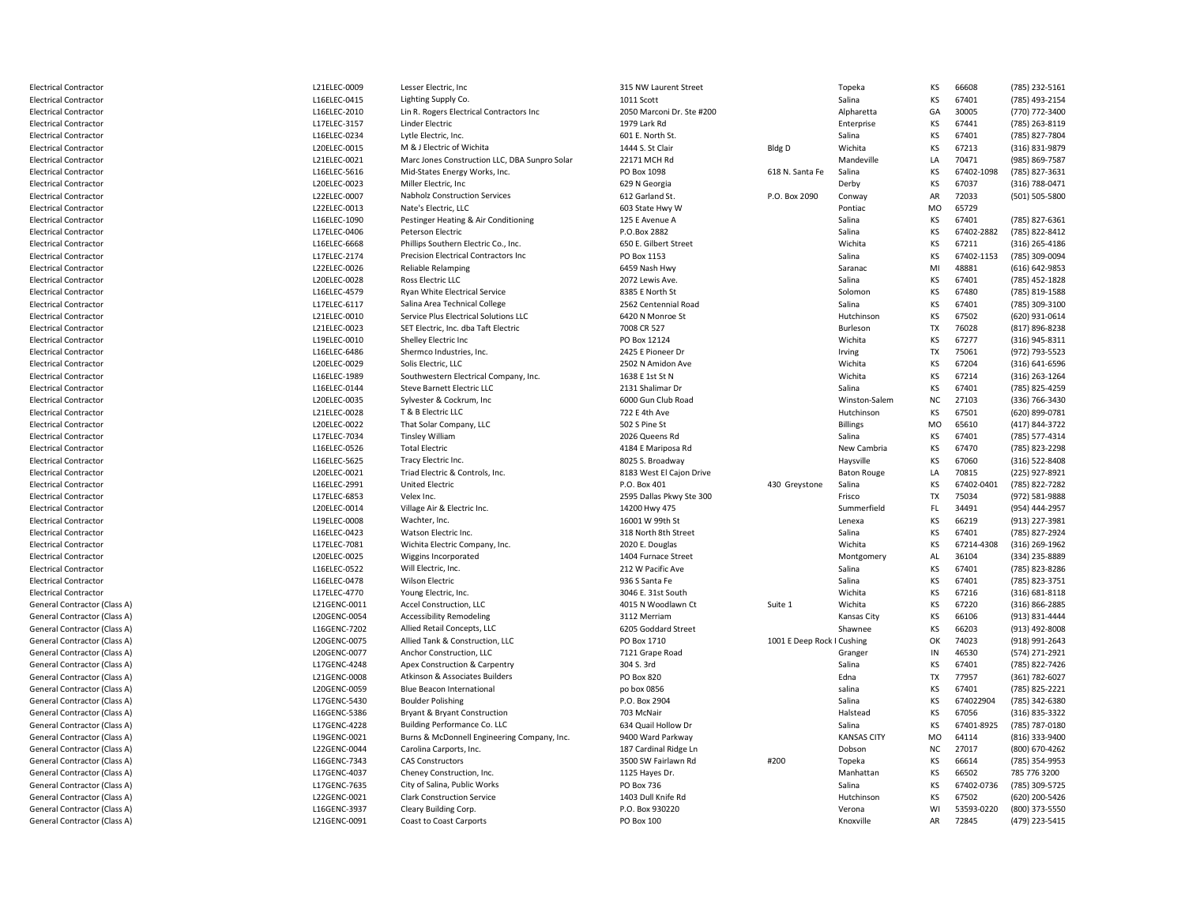| | | | | | | | | |
|---|---|---|---|---|---|---|---|---|
| Electrical Contractor | L21ELEC-0009 | Lesser Electric, Inc | 315 NW Laurent Street | | Topeka | KS | 66608 | (785) 232-5161 |
| Electrical Contractor | L16ELEC-0415 | Lighting Supply Co. | 1011 Scott | | Salina | KS | 67401 | (785) 493-2154 |
| Electrical Contractor | L16ELEC-2010 | Lin R. Rogers Electrical Contractors Inc | 2050 Marconi Dr. Ste #200 | | Alpharetta | GA | 30005 | (770) 772-3400 |
| Electrical Contractor | L17ELEC-3157 | Linder Electric | 1979 Lark Rd | | Enterprise | KS | 67441 | (785) 263-8119 |
| Electrical Contractor | L16ELEC-0234 | Lytle Electric, Inc. | 601 E. North St. | | Salina | KS | 67401 | (785) 827-7804 |
| Electrical Contractor | L20ELEC-0015 | M & J Electric of Wichita | 1444 S. St Clair | Bldg D | Wichita | KS | 67213 | (316) 831-9879 |
| Electrical Contractor | L21ELEC-0021 | Marc Jones Construction LLC, DBA Sunpro Solar | 22171 MCH Rd | | Mandeville | LA | 70471 | (985) 869-7587 |
| Electrical Contractor | L16ELEC-5616 | Mid-States Energy Works, Inc. | PO Box 1098 | 618 N. Santa Fe | Salina | KS | 67402-1098 | (785) 827-3631 |
| Electrical Contractor | L20ELEC-0023 | Miller Electric, Inc | 629 N Georgia | | Derby | KS | 67037 | (316) 788-0471 |
| Electrical Contractor | L22ELEC-0007 | Nabholz Construction Services | 612 Garland St. | P.O. Box 2090 | Conway | AR | 72033 | (501) 505-5800 |
| Electrical Contractor | L22ELEC-0013 | Nate's Electric, LLC | 603 State Hwy W | | Pontiac | MO | 65729 | |
| Electrical Contractor | L16ELEC-1090 | Pestinger Heating & Air Conditioning | 125 E Avenue A | | Salina | KS | 67401 | (785) 827-6361 |
| Electrical Contractor | L17ELEC-0406 | Peterson Electric | P.O.Box 2882 | | Salina | KS | 67402-2882 | (785) 822-8412 |
| Electrical Contractor | L16ELEC-6668 | Phillips Southern Electric Co., Inc. | 650 E. Gilbert Street | | Wichita | KS | 67211 | (316) 265-4186 |
| Electrical Contractor | L17ELEC-2174 | Precision Electrical Contractors Inc | PO Box 1153 | | Salina | KS | 67402-1153 | (785) 309-0094 |
| Electrical Contractor | L22ELEC-0026 | Reliable Relamping | 6459 Nash Hwy | | Saranac | MI | 48881 | (616) 642-9853 |
| Electrical Contractor | L20ELEC-0028 | Ross Electric LLC | 2072 Lewis Ave. | | Salina | KS | 67401 | (785) 452-1828 |
| Electrical Contractor | L16ELEC-4579 | Ryan White Electrical Service | 8385 E North St | | Solomon | KS | 67480 | (785) 819-1588 |
| Electrical Contractor | L17ELEC-6117 | Salina Area Technical College | 2562 Centennial Road | | Salina | KS | 67401 | (785) 309-3100 |
| Electrical Contractor | L21ELEC-0010 | Service Plus Electrical Solutions LLC | 6420 N Monroe St | | Hutchinson | KS | 67502 | (620) 931-0614 |
| Electrical Contractor | L21ELEC-0023 | SET Electric, Inc. dba Taft Electric | 7008 CR 527 | | Burleson | TX | 76028 | (817) 896-8238 |
| Electrical Contractor | L19ELEC-0010 | Shelley Electric Inc | PO Box 12124 | | Wichita | KS | 67277 | (316) 945-8311 |
| Electrical Contractor | L16ELEC-6486 | Shermco Industries, Inc. | 2425 E Pioneer Dr | | Irving | TX | 75061 | (972) 793-5523 |
| Electrical Contractor | L20ELEC-0029 | Solis Electric, LLC | 2502 N Amidon Ave | | Wichita | KS | 67204 | (316) 641-6596 |
| Electrical Contractor | L16ELEC-1989 | Southwestern Electrical Company, Inc. | 1638 E 1st St N | | Wichita | KS | 67214 | (316) 263-1264 |
| Electrical Contractor | L16ELEC-0144 | Steve Barnett Electric LLC | 2131 Shalimar Dr | | Salina | KS | 67401 | (785) 825-4259 |
| Electrical Contractor | L20ELEC-0035 | Sylvester & Cockrum, Inc | 6000 Gun Club Road | | Winston-Salem | NC | 27103 | (336) 766-3430 |
| Electrical Contractor | L21ELEC-0028 | T & B Electric LLC | 722 E 4th Ave | | Hutchinson | KS | 67501 | (620) 899-0781 |
| Electrical Contractor | L20ELEC-0022 | That Solar Company, LLC | 502 S Pine St | | Billings | MO | 65610 | (417) 844-3722 |
| Electrical Contractor | L17ELEC-7034 | Tinsley William | 2026 Queens Rd | | Salina | KS | 67401 | (785) 577-4314 |
| Electrical Contractor | L16ELEC-0526 | Total Electric | 4184 E Mariposa Rd | | New Cambria | KS | 67470 | (785) 823-2298 |
| Electrical Contractor | L16ELEC-5625 | Tracy Electric Inc. | 8025 S. Broadway | | Haysville | KS | 67060 | (316) 522-8408 |
| Electrical Contractor | L20ELEC-0021 | Triad Electric & Controls, Inc. | 8183 West El Cajon Drive | | Baton Rouge | LA | 70815 | (225) 927-8921 |
| Electrical Contractor | L16ELEC-2991 | United Electric | P.O. Box 401 | 430 Greystone | Salina | KS | 67402-0401 | (785) 822-7282 |
| Electrical Contractor | L17ELEC-6853 | Velex Inc. | 2595 Dallas Pkwy Ste 300 | | Frisco | TX | 75034 | (972) 581-9888 |
| Electrical Contractor | L20ELEC-0014 | Village Air & Electric Inc. | 14200 Hwy 475 | | Summerfield | FL | 34491 | (954) 444-2957 |
| Electrical Contractor | L19ELEC-0008 | Wachter, Inc. | 16001 W 99th St | | Lenexa | KS | 66219 | (913) 227-3981 |
| Electrical Contractor | L16ELEC-0423 | Watson Electric Inc. | 318 North 8th Street | | Salina | KS | 67401 | (785) 827-2924 |
| Electrical Contractor | L17ELEC-7081 | Wichita Electric Company, Inc. | 2020 E. Douglas | | Wichita | KS | 67214-4308 | (316) 269-1962 |
| Electrical Contractor | L20ELEC-0025 | Wiggins Incorporated | 1404 Furnace Street | | Montgomery | AL | 36104 | (334) 235-8889 |
| Electrical Contractor | L16ELEC-0522 | Will Electric, Inc. | 212 W Pacific Ave | | Salina | KS | 67401 | (785) 823-8286 |
| Electrical Contractor | L16ELEC-0478 | Wilson Electric | 936 S Santa Fe | | Salina | KS | 67401 | (785) 823-3751 |
| Electrical Contractor | L17ELEC-4770 | Young Electric, Inc. | 3046 E. 31st South | | Wichita | KS | 67216 | (316) 681-8118 |
| General Contractor (Class A) | L21GENC-0011 | Accel Construction, LLC | 4015 N Woodlawn Ct | Suite 1 | Wichita | KS | 67220 | (316) 866-2885 |
| General Contractor (Class A) | L20GENC-0054 | Accessibility Remodeling | 3112 Merriam | | Kansas City | KS | 66106 | (913) 831-4444 |
| General Contractor (Class A) | L16GENC-7202 | Allied Retail Concepts, LLC | 6205 Goddard Street | | Shawnee | KS | 66203 | (913) 492-8008 |
| General Contractor (Class A) | L20GENC-0075 | Allied Tank & Construction, LLC | PO Box 1710 | 1001 E Deep Rock I Cushing | | OK | 74023 | (918) 991-2643 |
| General Contractor (Class A) | L20GENC-0077 | Anchor Construction, LLC | 7121 Grape Road | | Granger | IN | 46530 | (574) 271-2921 |
| General Contractor (Class A) | L17GENC-4248 | Apex Construction & Carpentry | 304 S. 3rd | | Salina | KS | 67401 | (785) 822-7426 |
| General Contractor (Class A) | L21GENC-0008 | Atkinson & Associates Builders | PO Box 820 | | Edna | TX | 77957 | (361) 782-6027 |
| General Contractor (Class A) | L20GENC-0059 | Blue Beacon International | po box 0856 | | salina | KS | 67401 | (785) 825-2221 |
| General Contractor (Class A) | L17GENC-5430 | Boulder Polishing | P.O. Box 2904 | | Salina | KS | 674022904 | (785) 342-6380 |
| General Contractor (Class A) | L16GENC-5386 | Bryant & Bryant Construction | 703 McNair | | Halstead | KS | 67056 | (316) 835-3322 |
| General Contractor (Class A) | L17GENC-4228 | Building Performance Co. LLC | 634 Quail Hollow Dr | | Salina | KS | 67401-8925 | (785) 787-0180 |
| General Contractor (Class A) | L19GENC-0021 | Burns & McDonnell Engineering Company, Inc. | 9400 Ward Parkway | | KANSAS CITY | MO | 64114 | (816) 333-9400 |
| General Contractor (Class A) | L22GENC-0044 | Carolina Carports, Inc. | 187 Cardinal Ridge Ln | | Dobson | NC | 27017 | (800) 670-4262 |
| General Contractor (Class A) | L16GENC-7343 | CAS Constructors | 3500 SW Fairlawn Rd | #200 | Topeka | KS | 66614 | (785) 354-9953 |
| General Contractor (Class A) | L17GENC-4037 | Cheney Construction, Inc. | 1125 Hayes Dr. | | Manhattan | KS | 66502 | 785 776 3200 |
| General Contractor (Class A) | L17GENC-7635 | City of Salina, Public Works | PO Box 736 | | Salina | KS | 67402-0736 | (785) 309-5725 |
| General Contractor (Class A) | L22GENC-0021 | Clark Construction Service | 1403 Dull Knife Rd | | Hutchinson | KS | 67502 | (620) 200-5426 |
| General Contractor (Class A) | L16GENC-3937 | Cleary Building Corp. | P.O. Box 930220 | | Verona | WI | 53593-0220 | (800) 373-5550 |
| General Contractor (Class A) | L21GENC-0091 | Coast to Coast Carports | PO Box 100 | | Knoxville | AR | 72845 | (479) 223-5415 |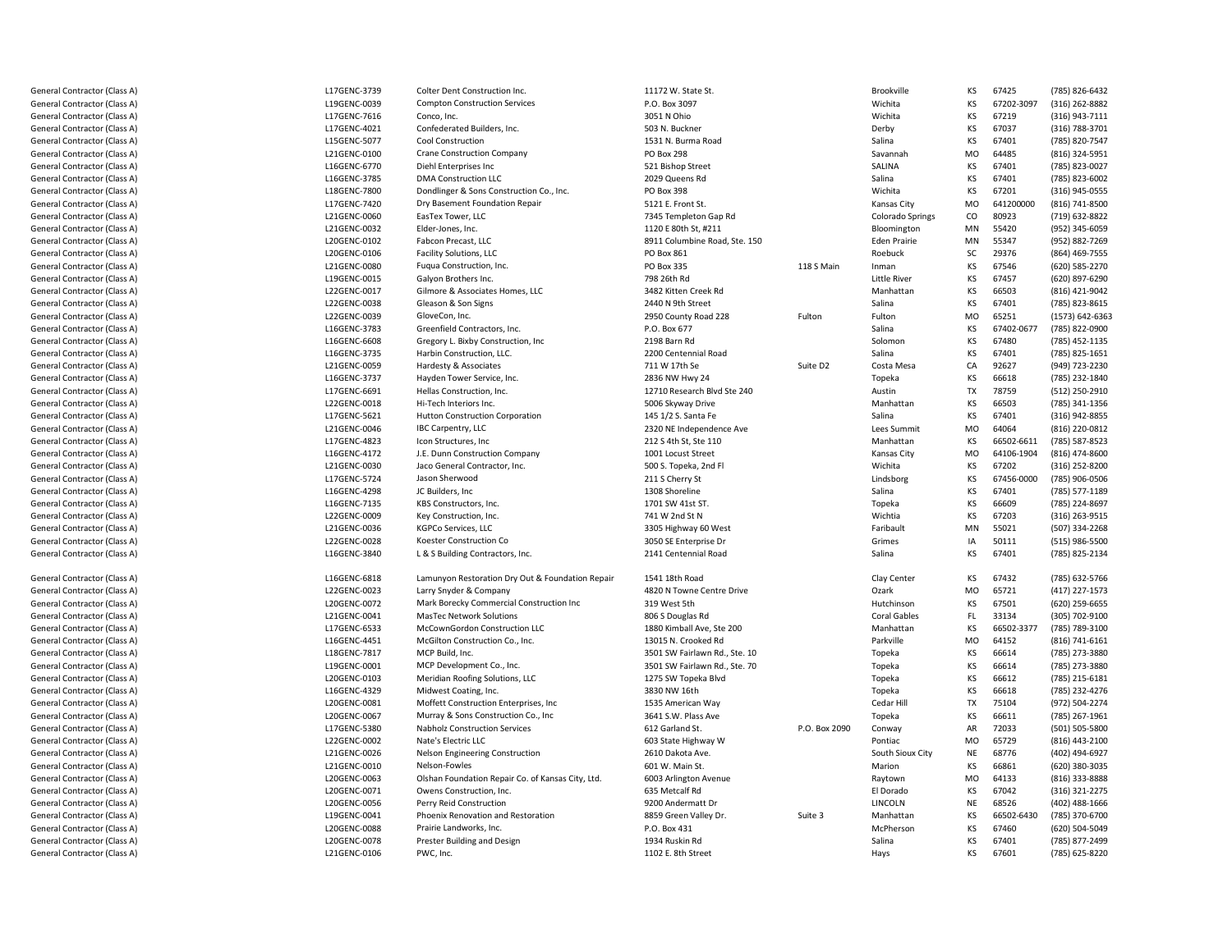| | | | | | | | | |
|---|---|---|---|---|---|---|---|---|
| General Contractor (Class A) | L17GENC-3739 | Colter Dent Construction Inc. | 11172 W. State St. | | Brookville | KS | 67425 | (785) 826-6432 |
| General Contractor (Class A) | L19GENC-0039 | Compton Construction Services | P.O. Box 3097 | | Wichita | KS | 67202-3097 | (316) 262-8882 |
| General Contractor (Class A) | L17GENC-7616 | Conco, Inc. | 3051 N Ohio | | Wichita | KS | 67219 | (316) 943-7111 |
| General Contractor (Class A) | L17GENC-4021 | Confederated Builders, Inc. | 503 N. Buckner | | Derby | KS | 67037 | (316) 788-3701 |
| General Contractor (Class A) | L15GENC-5077 | Cool Construction | 1531 N. Burma Road | | Salina | KS | 67401 | (785) 820-7547 |
| General Contractor (Class A) | L21GENC-0100 | Crane Construction Company | PO Box 298 | | Savannah | MO | 64485 | (816) 324-5951 |
| General Contractor (Class A) | L16GENC-6770 | Diehl Enterprises Inc | 521 Bishop Street | | SALINA | KS | 67401 | (785) 823-0027 |
| General Contractor (Class A) | L16GENC-3785 | DMA Construction LLC | 2029 Queens Rd | | Salina | KS | 67401 | (785) 823-6002 |
| General Contractor (Class A) | L18GENC-7800 | Dondlinger & Sons Construction Co., Inc. | PO Box 398 | | Wichita | KS | 67201 | (316) 945-0555 |
| General Contractor (Class A) | L17GENC-7420 | Dry Basement Foundation Repair | 5121 E. Front St. | | Kansas City | MO | 641200000 | (816) 741-8500 |
| General Contractor (Class A) | L21GENC-0060 | EasTex Tower, LLC | 7345 Templeton Gap Rd | | Colorado Springs | CO | 80923 | (719) 632-8822 |
| General Contractor (Class A) | L21GENC-0032 | Elder-Jones, Inc. | 1120 E 80th St, #211 | | Bloomington | MN | 55420 | (952) 345-6059 |
| General Contractor (Class A) | L20GENC-0102 | Fabcon Precast, LLC | 8911 Columbine Road, Ste. 150 | | Eden Prairie | MN | 55347 | (952) 882-7269 |
| General Contractor (Class A) | L20GENC-0106 | Facility Solutions, LLC | PO Box 861 | | Roebuck | SC | 29376 | (864) 469-7555 |
| General Contractor (Class A) | L21GENC-0080 | Fuqua Construction, Inc. | PO Box 335 | 118 S Main | Inman | KS | 67546 | (620) 585-2270 |
| General Contractor (Class A) | L19GENC-0015 | Galyon Brothers Inc. | 798 26th Rd | | Little River | KS | 67457 | (620) 897-6290 |
| General Contractor (Class A) | L22GENC-0017 | Gilmore & Associates Homes, LLC | 3482 Kitten Creek Rd | | Manhattan | KS | 66503 | (816) 421-9042 |
| General Contractor (Class A) | L22GENC-0038 | Gleason & Son Signs | 2440 N 9th Street | | Salina | KS | 67401 | (785) 823-8615 |
| General Contractor (Class A) | L22GENC-0039 | GloveCon, Inc. | 2950 County Road 228 | Fulton | Fulton | MO | 65251 | (1573) 642-6363 |
| General Contractor (Class A) | L16GENC-3783 | Greenfield Contractors, Inc. | P.O. Box 677 | | Salina | KS | 67402-0677 | (785) 822-0900 |
| General Contractor (Class A) | L16GENC-6608 | Gregory L. Bixby Construction, Inc | 2198 Barn Rd | | Solomon | KS | 67480 | (785) 452-1135 |
| General Contractor (Class A) | L16GENC-3735 | Harbin Construction, LLC. | 2200 Centennial Road | | Salina | KS | 67401 | (785) 825-1651 |
| General Contractor (Class A) | L21GENC-0059 | Hardesty & Associates | 711 W 17th Se | Suite D2 | Costa Mesa | CA | 92627 | (949) 723-2230 |
| General Contractor (Class A) | L16GENC-3737 | Hayden Tower Service, Inc. | 2836 NW Hwy 24 | | Topeka | KS | 66618 | (785) 232-1840 |
| General Contractor (Class A) | L17GENC-6691 | Hellas Construction, Inc. | 12710 Research Blvd Ste 240 | | Austin | TX | 78759 | (512) 250-2910 |
| General Contractor (Class A) | L22GENC-0018 | Hi-Tech Interiors Inc. | 5006 Skyway Drive | | Manhattan | KS | 66503 | (785) 341-1356 |
| General Contractor (Class A) | L17GENC-5621 | Hutton Construction Corporation | 145 1/2 S. Santa Fe | | Salina | KS | 67401 | (316) 942-8855 |
| General Contractor (Class A) | L21GENC-0046 | IBC Carpentry, LLC | 2320 NE Independence Ave | | Lees Summit | MO | 64064 | (816) 220-0812 |
| General Contractor (Class A) | L17GENC-4823 | Icon Structures, Inc | 212 S 4th St, Ste 110 | | Manhattan | KS | 66502-6611 | (785) 587-8523 |
| General Contractor (Class A) | L16GENC-4172 | J.E. Dunn Construction Company | 1001 Locust Street | | Kansas City | MO | 64106-1904 | (816) 474-8600 |
| General Contractor (Class A) | L21GENC-0030 | Jaco General Contractor, Inc. | 500 S. Topeka, 2nd Fl | | Wichita | KS | 67202 | (316) 252-8200 |
| General Contractor (Class A) | L17GENC-5724 | Jason Sherwood | 211 S Cherry St | | Lindsborg | KS | 67456-0000 | (785) 906-0506 |
| General Contractor (Class A) | L16GENC-4298 | JC Builders, Inc | 1308 Shoreline | | Salina | KS | 67401 | (785) 577-1189 |
| General Contractor (Class A) | L16GENC-7135 | KBS Constructors, Inc. | 1701 SW 41st ST. | | Topeka | KS | 66609 | (785) 224-8697 |
| General Contractor (Class A) | L22GENC-0009 | Key Construction, Inc. | 741 W 2nd St N | | Wichtia | KS | 67203 | (316) 263-9515 |
| General Contractor (Class A) | L21GENC-0036 | KGPCo Services, LLC | 3305 Highway 60 West | | Faribault | MN | 55021 | (507) 334-2268 |
| General Contractor (Class A) | L22GENC-0028 | Koester Construction Co | 3050 SE Enterprise Dr | | Grimes | IA | 50111 | (515) 986-5500 |
| General Contractor (Class A) | L16GENC-3840 | L & S Building Contractors, Inc. | 2141 Centennial Road | | Salina | KS | 67401 | (785) 825-2134 |
| General Contractor (Class A) | L16GENC-6818 | Lamunyon Restoration Dry Out & Foundation Repair | 1541 18th Road | | Clay Center | KS | 67432 | (785) 632-5766 |
| General Contractor (Class A) | L22GENC-0023 | Larry Snyder & Company | 4820 N Towne Centre Drive | | Ozark | MO | 65721 | (417) 227-1573 |
| General Contractor (Class A) | L20GENC-0072 | Mark Borecky Commercial Construction Inc | 319 West 5th | | Hutchinson | KS | 67501 | (620) 259-6655 |
| General Contractor (Class A) | L21GENC-0041 | MasTec Network Solutions | 806 S Douglas Rd | | Coral Gables | FL | 33134 | (305) 702-9100 |
| General Contractor (Class A) | L17GENC-6533 | McCownGordon Construction LLC | 1880 Kimball Ave, Ste 200 | | Manhattan | KS | 66502-3377 | (785) 789-3100 |
| General Contractor (Class A) | L16GENC-4451 | McGilton Construction Co., Inc. | 13015 N. Crooked Rd | | Parkville | MO | 64152 | (816) 741-6161 |
| General Contractor (Class A) | L18GENC-7817 | MCP Build, Inc. | 3501 SW Fairlawn Rd., Ste. 10 | | Topeka | KS | 66614 | (785) 273-3880 |
| General Contractor (Class A) | L19GENC-0001 | MCP Development Co., Inc. | 3501 SW Fairlawn Rd., Ste. 70 | | Topeka | KS | 66614 | (785) 273-3880 |
| General Contractor (Class A) | L20GENC-0103 | Meridian Roofing Solutions, LLC | 1275 SW Topeka Blvd | | Topeka | KS | 66612 | (785) 215-6181 |
| General Contractor (Class A) | L16GENC-4329 | Midwest Coating, Inc. | 3830 NW 16th | | Topeka | KS | 66618 | (785) 232-4276 |
| General Contractor (Class A) | L20GENC-0081 | Moffett Construction Enterprises, Inc | 1535 American Way | | Cedar Hill | TX | 75104 | (972) 504-2274 |
| General Contractor (Class A) | L20GENC-0067 | Murray & Sons Construction Co., Inc | 3641 S.W. Plass Ave | | Topeka | KS | 66611 | (785) 267-1961 |
| General Contractor (Class A) | L17GENC-5380 | Nabholz Construction Services | 612 Garland St. | P.O. Box 2090 | Conway | AR | 72033 | (501) 505-5800 |
| General Contractor (Class A) | L22GENC-0002 | Nate's Electric LLC | 603 State Highway W | | Pontiac | MO | 65729 | (816) 443-2100 |
| General Contractor (Class A) | L21GENC-0026 | Nelson Engineering Construction | 2610 Dakota Ave. | | South Sioux City | NE | 68776 | (402) 494-6927 |
| General Contractor (Class A) | L21GENC-0010 | Nelson-Fowles | 601 W. Main St. | | Marion | KS | 66861 | (620) 380-3035 |
| General Contractor (Class A) | L20GENC-0063 | Olshan Foundation Repair Co. of Kansas City, Ltd. | 6003 Arlington Avenue | | Raytown | MO | 64133 | (816) 333-8888 |
| General Contractor (Class A) | L20GENC-0071 | Owens Construction, Inc. | 635 Metcalf Rd | | El Dorado | KS | 67042 | (316) 321-2275 |
| General Contractor (Class A) | L20GENC-0056 | Perry Reid Construction | 9200 Andermatt Dr | | LINCOLN | NE | 68526 | (402) 488-1666 |
| General Contractor (Class A) | L19GENC-0041 | Phoenix Renovation and Restoration | 8859 Green Valley Dr. | Suite 3 | Manhattan | KS | 66502-6430 | (785) 370-6700 |
| General Contractor (Class A) | L20GENC-0088 | Prairie Landworks, Inc. | P.O. Box 431 | | McPherson | KS | 67460 | (620) 504-5049 |
| General Contractor (Class A) | L20GENC-0078 | Prester Building and Design | 1934 Ruskin Rd | | Salina | KS | 67401 | (785) 877-2499 |
| General Contractor (Class A) | L21GENC-0106 | PWC, Inc. | 1102 E. 8th Street | | Hays | KS | 67601 | (785) 625-8220 |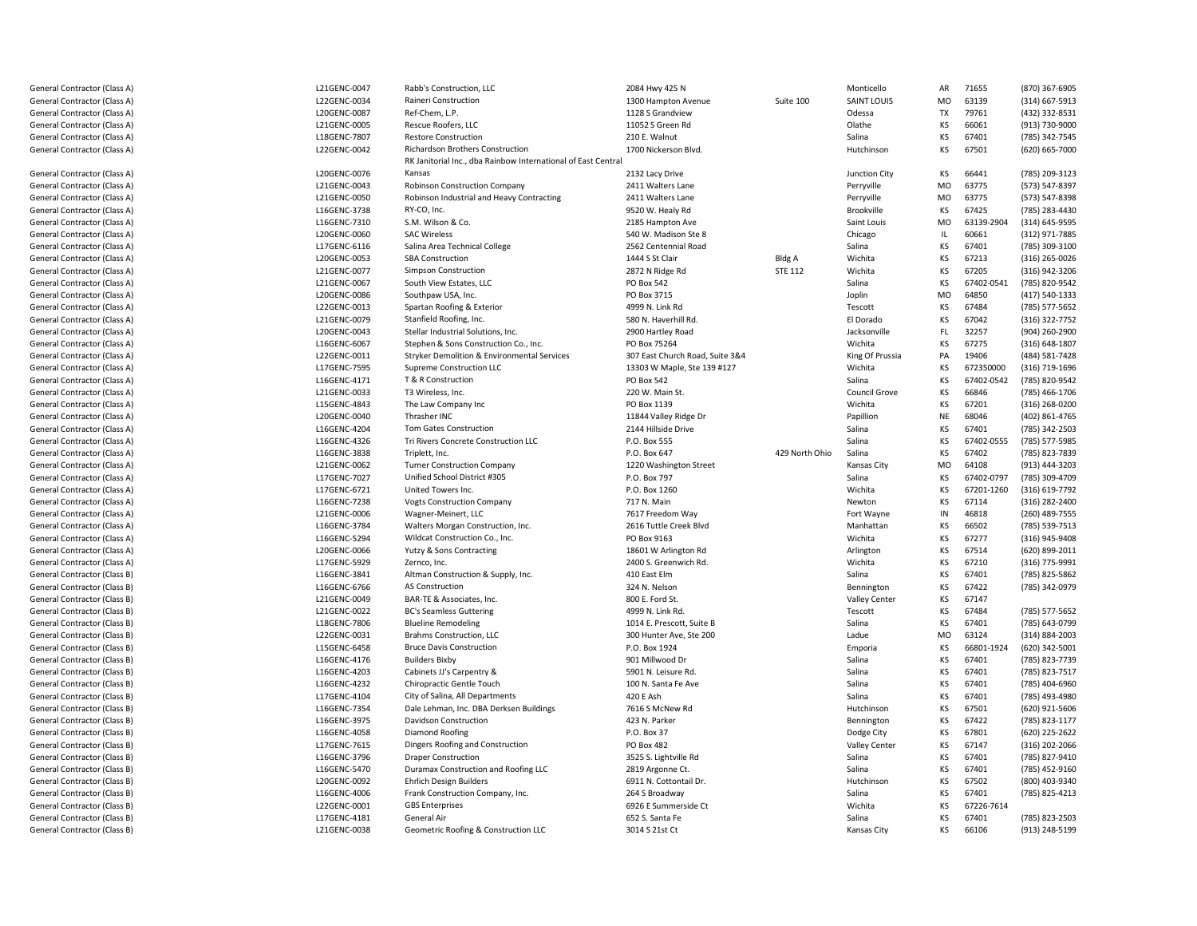| | | | | | | | | |
|---|---|---|---|---|---|---|---|---|
| General Contractor (Class A) | L21GENC-0047 | Rabb's Construction, LLC | 2084 Hwy 425 N | | Monticello | AR | 71655 | (870) 367-6905 |
| General Contractor (Class A) | L22GENC-0034 | Raineri Construction | 1300 Hampton Avenue | Suite 100 | SAINT LOUIS | MO | 63139 | (314) 667-5913 |
| General Contractor (Class A) | L20GENC-0087 | Ref-Chem, L.P. | 1128 S Grandview | | Odessa | TX | 79761 | (432) 332-8531 |
| General Contractor (Class A) | L21GENC-0005 | Rescue Roofers, LLC | 11052 S Green Rd | | Olathe | KS | 66061 | (913) 730-9000 |
| General Contractor (Class A) | L18GENC-7807 | Restore Construction | 210 E. Walnut | | Salina | KS | 67401 | (785) 342-7545 |
| General Contractor (Class A) | L22GENC-0042 | Richardson Brothers Construction | 1700 Nickerson Blvd. | | Hutchinson | KS | 67501 | (620) 665-7000 |
| General Contractor (Class A) | L20GENC-0076 | RK Janitorial Inc., dba Rainbow International of East Central Kansas | 2132 Lacy Drive | | Junction City | KS | 66441 | (785) 209-3123 |
| General Contractor (Class A) | L21GENC-0043 | Robinson Construction Company | 2411 Walters Lane | | Perryville | MO | 63775 | (573) 547-8397 |
| General Contractor (Class A) | L21GENC-0050 | Robinson Industrial and Heavy Contracting | 2411 Walters Lane | | Perryville | MO | 63775 | (573) 547-8398 |
| General Contractor (Class A) | L16GENC-3738 | RY-CO, Inc. | 9520 W. Healy Rd | | Brookville | KS | 67425 | (785) 283-4430 |
| General Contractor (Class A) | L16GENC-7310 | S.M. Wilson & Co. | 2185 Hampton Ave | | Saint Louis | MO | 63139-2904 | (314) 645-9595 |
| General Contractor (Class A) | L20GENC-0060 | SAC Wireless | 540 W. Madison Ste 8 | | Chicago | IL | 60661 | (312) 971-7885 |
| General Contractor (Class A) | L17GENC-6116 | Salina Area Technical College | 2562 Centennial Road | | Salina | KS | 67401 | (785) 309-3100 |
| General Contractor (Class A) | L20GENC-0053 | SBA Construction | 1444 S St Clair | Bldg A | Wichita | KS | 67213 | (316) 265-0026 |
| General Contractor (Class A) | L21GENC-0077 | Simpson Construction | 2872 N Ridge Rd | STE 112 | Wichita | KS | 67205 | (316) 942-3206 |
| General Contractor (Class A) | L21GENC-0067 | South View Estates, LLC | PO Box 542 | | Salina | KS | 67402-0541 | (785) 820-9542 |
| General Contractor (Class A) | L20GENC-0086 | Southpaw USA, Inc. | PO Box 3715 | | Joplin | MO | 64850 | (417) 540-1333 |
| General Contractor (Class A) | L22GENC-0013 | Spartan Roofing & Exterior | 4999 N. Link Rd | | Tescott | KS | 67484 | (785) 577-5652 |
| General Contractor (Class A) | L21GENC-0079 | Stanfield Roofing, Inc. | 580 N. Haverhill Rd. | | El Dorado | KS | 67042 | (316) 322-7752 |
| General Contractor (Class A) | L20GENC-0043 | Stellar Industrial Solutions, Inc. | 2900 Hartley Road | | Jacksonville | FL | 32257 | (904) 260-2900 |
| General Contractor (Class A) | L16GENC-6067 | Stephen & Sons Construction Co., Inc. | PO Box 75264 | | Wichita | KS | 67275 | (316) 648-1807 |
| General Contractor (Class A) | L22GENC-0011 | Stryker Demolition & Environmental Services | 307 East Church Road, Suite 3&4 | | King Of Prussia | PA | 19406 | (484) 581-7428 |
| General Contractor (Class A) | L17GENC-7595 | Supreme Construction LLC | 13303 W Maple, Ste 139 #127 | | Wichita | KS | 672350000 | (316) 719-1696 |
| General Contractor (Class A) | L16GENC-4171 | T & R Construction | PO Box 542 | | Salina | KS | 67402-0542 | (785) 820-9542 |
| General Contractor (Class A) | L21GENC-0033 | T3 Wireless, Inc. | 220 W. Main St. | | Council Grove | KS | 66846 | (785) 466-1706 |
| General Contractor (Class A) | L15GENC-4843 | The Law Company Inc | PO Box 1139 | | Wichita | KS | 67201 | (316) 268-0200 |
| General Contractor (Class A) | L20GENC-0040 | Thrasher INC | 11844 Valley Ridge Dr | | Papillion | NE | 68046 | (402) 861-4765 |
| General Contractor (Class A) | L16GENC-4204 | Tom Gates Construction | 2144 Hillside Drive | | Salina | KS | 67401 | (785) 342-2503 |
| General Contractor (Class A) | L16GENC-4326 | Tri Rivers Concrete Construction LLC | P.O. Box 555 | | Salina | KS | 67402-0555 | (785) 577-5985 |
| General Contractor (Class A) | L16GENC-3838 | Triplett, Inc. | P.O. Box 647 | 429 North Ohio | Salina | KS | 67402 | (785) 823-7839 |
| General Contractor (Class A) | L21GENC-0062 | Turner Construction Company | 1220 Washington Street | | Kansas City | MO | 64108 | (913) 444-3203 |
| General Contractor (Class A) | L17GENC-7027 | Unified School District #305 | P.O. Box 797 | | Salina | KS | 67402-0797 | (785) 309-4709 |
| General Contractor (Class A) | L17GENC-6721 | United Towers Inc. | P.O. Box 1260 | | Wichita | KS | 67201-1260 | (316) 619-7792 |
| General Contractor (Class A) | L16GENC-7238 | Vogts Construction Company | 717 N. Main | | Newton | KS | 67114 | (316) 282-2400 |
| General Contractor (Class A) | L21GENC-0006 | Wagner-Meinert, LLC | 7617 Freedom Way | | Fort Wayne | IN | 46818 | (260) 489-7555 |
| General Contractor (Class A) | L16GENC-3784 | Walters Morgan Construction, Inc. | 2616 Tuttle Creek Blvd | | Manhattan | KS | 66502 | (785) 539-7513 |
| General Contractor (Class A) | L16GENC-5294 | Wildcat Construction Co., Inc. | PO Box 9163 | | Wichita | KS | 67277 | (316) 945-9408 |
| General Contractor (Class A) | L20GENC-0066 | Yutzy & Sons Contracting | 18601 W Arlington Rd | | Arlington | KS | 67514 | (620) 899-2011 |
| General Contractor (Class A) | L17GENC-5929 | Zernco, Inc. | 2400 S. Greenwich Rd. | | Wichita | KS | 67210 | (316) 775-9991 |
| General Contractor (Class B) | L16GENC-3841 | Altman Construction & Supply, Inc. | 410 East Elm | | Salina | KS | 67401 | (785) 825-5862 |
| General Contractor (Class B) | L16GENC-6766 | AS Construction | 324 N. Nelson | | Bennington | KS | 67422 | (785) 342-0979 |
| General Contractor (Class B) | L21GENC-0049 | BAR-TE & Associates, Inc. | 800 E. Ford St. | | Valley Center | KS | 67147 | |
| General Contractor (Class B) | L21GENC-0022 | BC's Seamless Guttering | 4999 N. Link Rd. | | Tescott | KS | 67484 | (785) 577-5652 |
| General Contractor (Class B) | L18GENC-7806 | Blueline Remodeling | 1014 E. Prescott, Suite B | | Salina | KS | 67401 | (785) 643-0799 |
| General Contractor (Class B) | L22GENC-0031 | Brahms Construction, LLC | 300 Hunter Ave, Ste 200 | | Ladue | MO | 63124 | (314) 884-2003 |
| General Contractor (Class B) | L15GENC-6458 | Bruce Davis Construction | P.O. Box 1924 | | Emporia | KS | 66801-1924 | (620) 342-5001 |
| General Contractor (Class B) | L16GENC-4176 | Builders Bixby | 901 Millwood Dr | | Salina | KS | 67401 | (785) 823-7739 |
| General Contractor (Class B) | L16GENC-4203 | Cabinets JJ's Carpentry & | 5901 N. Leisure Rd. | | Salina | KS | 67401 | (785) 823-7517 |
| General Contractor (Class B) | L16GENC-4232 | Chiropractic Gentle Touch | 100 N. Santa Fe Ave | | Salina | KS | 67401 | (785) 404-6960 |
| General Contractor (Class B) | L17GENC-4104 | City of Salina, All Departments | 420 E Ash | | Salina | KS | 67401 | (785) 493-4980 |
| General Contractor (Class B) | L16GENC-7354 | Dale Lehman, Inc. DBA Derksen Buildings | 7616 S McNew Rd | | Hutchinson | KS | 67501 | (620) 921-5606 |
| General Contractor (Class B) | L16GENC-3975 | Davidson Construction | 423 N. Parker | | Bennington | KS | 67422 | (785) 823-1177 |
| General Contractor (Class B) | L16GENC-4058 | Diamond Roofing | P.O. Box 37 | | Dodge City | KS | 67801 | (620) 225-2622 |
| General Contractor (Class B) | L17GENC-7615 | Dingers Roofing and Construction | PO Box 482 | | Valley Center | KS | 67147 | (316) 202-2066 |
| General Contractor (Class B) | L16GENC-3796 | Draper Construction | 3525 S. Lightville Rd | | Salina | KS | 67401 | (785) 827-9410 |
| General Contractor (Class B) | L16GENC-5470 | Duramax Construction and Roofing LLC | 2819 Argonne Ct. | | Salina | KS | 67401 | (785) 452-9160 |
| General Contractor (Class B) | L20GENC-0092 | Ehrlich Design Builders | 6911 N. Cottontail Dr. | | Hutchinson | KS | 67502 | (800) 403-9340 |
| General Contractor (Class B) | L16GENC-4006 | Frank Construction Company, Inc. | 264 S Broadway | | Salina | KS | 67401 | (785) 825-4213 |
| General Contractor (Class B) | L22GENC-0001 | GBS Enterprises | 6926 E Summerside Ct | | Wichita | KS | 67226-7614 | |
| General Contractor (Class B) | L17GENC-4181 | General Air | 652 S. Santa Fe | | Salina | KS | 67401 | (785) 823-2503 |
| General Contractor (Class B) | L21GENC-0038 | Geometric Roofing & Construction LLC | 3014 S 21st Ct | | Kansas City | KS | 66106 | (913) 248-5199 |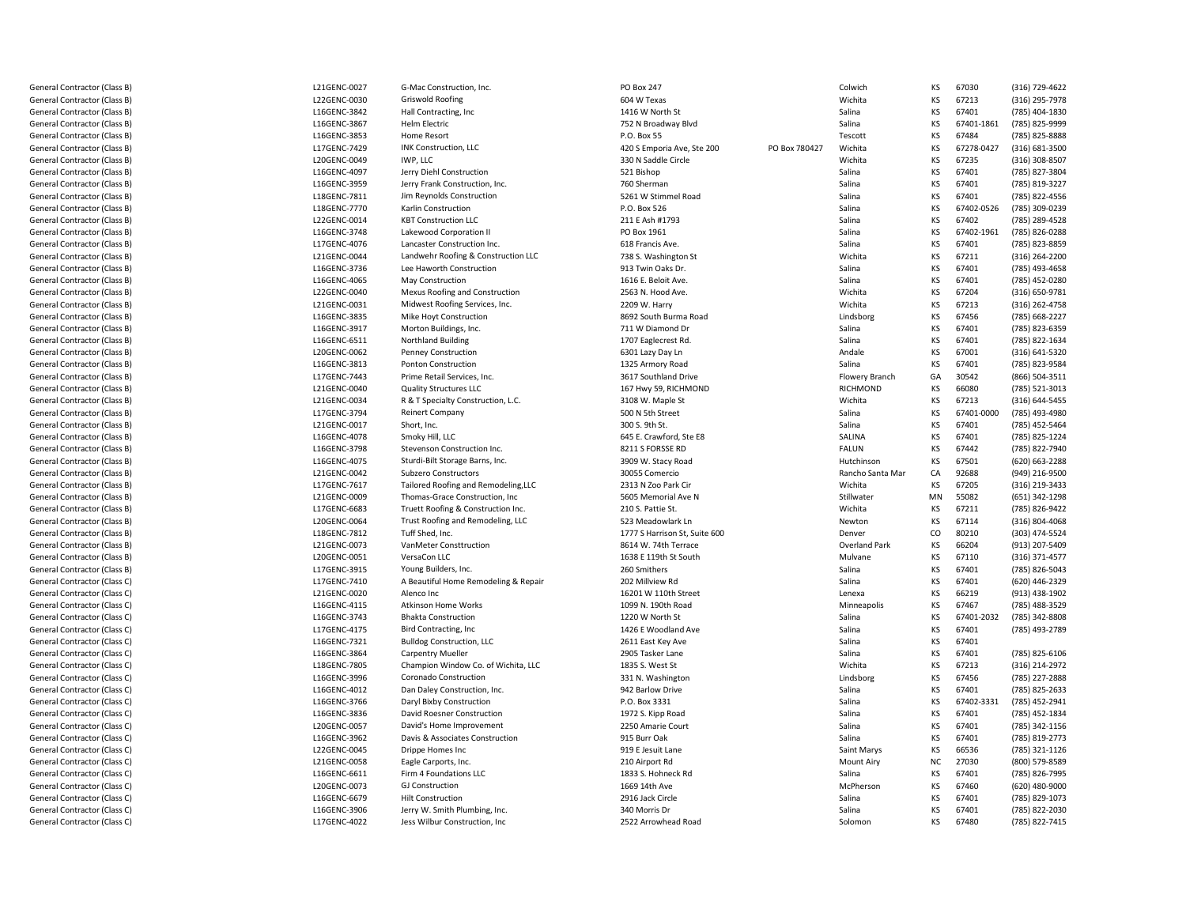| | | | | | | | | |
|---|---|---|---|---|---|---|---|---|
| General Contractor (Class B) | L21GENC-0027 | G-Mac Construction, Inc. | PO Box 247 | | Colwich | KS | 67030 | (316) 729-4622 |
| General Contractor (Class B) | L22GENC-0030 | Griswold Roofing | 604 W Texas | | Wichita | KS | 67213 | (316) 295-7978 |
| General Contractor (Class B) | L16GENC-3842 | Hall Contracting, Inc | 1416 W North St | | Salina | KS | 67401 | (785) 404-1830 |
| General Contractor (Class B) | L16GENC-3867 | Helm Electric | 752 N Broadway Blvd | | Salina | KS | 67401-1861 | (785) 825-9999 |
| General Contractor (Class B) | L16GENC-3853 | Home Resort | P.O. Box 55 | | Tescott | KS | 67484 | (785) 825-8888 |
| General Contractor (Class B) | L17GENC-7429 | INK Construction, LLC | 420 S Emporia Ave, Ste 200 | PO Box 780427 | Wichita | KS | 67278-0427 | (316) 681-3500 |
| General Contractor (Class B) | L20GENC-0049 | IWP, LLC | 330 N Saddle Circle | | Wichita | KS | 67235 | (316) 308-8507 |
| General Contractor (Class B) | L16GENC-4097 | Jerry Diehl Construction | 521 Bishop | | Salina | KS | 67401 | (785) 827-3804 |
| General Contractor (Class B) | L16GENC-3959 | Jerry Frank Construction, Inc. | 760 Sherman | | Salina | KS | 67401 | (785) 819-3227 |
| General Contractor (Class B) | L18GENC-7811 | Jim Reynolds Construction | 5261 W Stimmel Road | | Salina | KS | 67401 | (785) 822-4556 |
| General Contractor (Class B) | L18GENC-7770 | Karlin Construction | P.O. Box 526 | | Salina | KS | 67402-0526 | (785) 309-0239 |
| General Contractor (Class B) | L22GENC-0014 | KBT Construction LLC | 211 E Ash #1793 | | Salina | KS | 67402 | (785) 289-4528 |
| General Contractor (Class B) | L16GENC-3748 | Lakewood Corporation II | PO Box 1961 | | Salina | KS | 67402-1961 | (785) 826-0288 |
| General Contractor (Class B) | L17GENC-4076 | Lancaster Construction Inc. | 618 Francis Ave. | | Salina | KS | 67401 | (785) 823-8859 |
| General Contractor (Class B) | L21GENC-0044 | Landwehr Roofing & Construction LLC | 738 S. Washington St | | Wichita | KS | 67211 | (316) 264-2200 |
| General Contractor (Class B) | L16GENC-3736 | Lee Haworth Construction | 913 Twin Oaks Dr. | | Salina | KS | 67401 | (785) 493-4658 |
| General Contractor (Class B) | L16GENC-4065 | May Construction | 1616 E. Beloit Ave. | | Salina | KS | 67401 | (785) 452-0280 |
| General Contractor (Class B) | L22GENC-0040 | Mexus Roofing and Construction | 2563 N. Hood Ave. | | Wichita | KS | 67204 | (316) 650-9781 |
| General Contractor (Class B) | L21GENC-0031 | Midwest Roofing Services, Inc. | 2209 W. Harry | | Wichita | KS | 67213 | (316) 262-4758 |
| General Contractor (Class B) | L16GENC-3835 | Mike Hoyt Construction | 8692 South Burma Road | | Lindsborg | KS | 67456 | (785) 668-2227 |
| General Contractor (Class B) | L16GENC-3917 | Morton Buildings, Inc. | 711 W Diamond Dr | | Salina | KS | 67401 | (785) 823-6359 |
| General Contractor (Class B) | L16GENC-6511 | Northland Building | 1707 Eaglecrest Rd. | | Salina | KS | 67401 | (785) 822-1634 |
| General Contractor (Class B) | L20GENC-0062 | Penney Construction | 6301 Lazy Day Ln | | Andale | KS | 67001 | (316) 641-5320 |
| General Contractor (Class B) | L16GENC-3813 | Ponton Construction | 1325 Armory Road | | Salina | KS | 67401 | (785) 823-9584 |
| General Contractor (Class B) | L17GENC-7443 | Prime Retail Services, Inc. | 3617 Southland Drive | | Flowery Branch | GA | 30542 | (866) 504-3511 |
| General Contractor (Class B) | L21GENC-0040 | Quality Structures LLC | 167 Hwy 59, RICHMOND | | RICHMOND | KS | 66080 | (785) 521-3013 |
| General Contractor (Class B) | L21GENC-0034 | R & T Specialty Construction, L.C. | 3108 W. Maple St | | Wichita | KS | 67213 | (316) 644-5455 |
| General Contractor (Class B) | L17GENC-3794 | Reinert Company | 500 N 5th Street | | Salina | KS | 67401-0000 | (785) 493-4980 |
| General Contractor (Class B) | L21GENC-0017 | Short, Inc. | 300 S. 9th St. | | Salina | KS | 67401 | (785) 452-5464 |
| General Contractor (Class B) | L16GENC-4078 | Smoky Hill, LLC | 645 E. Crawford, Ste E8 | | SALINA | KS | 67401 | (785) 825-1224 |
| General Contractor (Class B) | L16GENC-3798 | Stevenson Construction Inc. | 8211 S FORSSE RD | | FALUN | KS | 67442 | (785) 822-7940 |
| General Contractor (Class B) | L16GENC-4075 | Sturdi-Bilt Storage Barns, Inc. | 3909 W. Stacy Road | | Hutchinson | KS | 67501 | (620) 663-2288 |
| General Contractor (Class B) | L21GENC-0042 | Subzero Constructors | 30055 Comercio | | Rancho Santa Mar | CA | 92688 | (949) 216-9500 |
| General Contractor (Class B) | L17GENC-7617 | Tailored Roofing and Remodeling,LLC | 2313 N Zoo Park Cir | | Wichita | KS | 67205 | (316) 219-3433 |
| General Contractor (Class B) | L21GENC-0009 | Thomas-Grace Construction, Inc | 5605 Memorial Ave N | | Stillwater | MN | 55082 | (651) 342-1298 |
| General Contractor (Class B) | L17GENC-6683 | Truett Roofing & Construction Inc. | 210 S. Pattie St. | | Wichita | KS | 67211 | (785) 826-9422 |
| General Contractor (Class B) | L20GENC-0064 | Trust Roofing and Remodeling, LLC | 523 Meadowlark Ln | | Newton | KS | 67114 | (316) 804-4068 |
| General Contractor (Class B) | L18GENC-7812 | Tuff Shed, Inc. | 1777 S Harrison St, Suite 600 | | Denver | CO | 80210 | (303) 474-5524 |
| General Contractor (Class B) | L21GENC-0073 | VanMeter Consttruction | 8614 W. 74th Terrace | | Overland Park | KS | 66204 | (913) 207-5409 |
| General Contractor (Class B) | L20GENC-0051 | VersaCon LLC | 1638 E 119th St South | | Mulvane | KS | 67110 | (316) 371-4577 |
| General Contractor (Class B) | L17GENC-3915 | Young Builders, Inc. | 260 Smithers | | Salina | KS | 67401 | (785) 826-5043 |
| General Contractor (Class C) | L17GENC-7410 | A Beautiful Home Remodeling & Repair | 202 Millview Rd | | Salina | KS | 67401 | (620) 446-2329 |
| General Contractor (Class C) | L21GENC-0020 | Alenco Inc | 16201 W 110th Street | | Lenexa | KS | 66219 | (913) 438-1902 |
| General Contractor (Class C) | L16GENC-4115 | Atkinson Home Works | 1099 N. 190th Road | | Minneapolis | KS | 67467 | (785) 488-3529 |
| General Contractor (Class C) | L16GENC-3743 | Bhakta Construction | 1220 W North St | | Salina | KS | 67401-2032 | (785) 342-8808 |
| General Contractor (Class C) | L17GENC-4175 | Bird Contracting, Inc | 1426 E Woodland Ave | | Salina | KS | 67401 | (785) 493-2789 |
| General Contractor (Class C) | L16GENC-7321 | Bulldog Construction, LLC | 2611 East Key Ave | | Salina | KS | 67401 | |
| General Contractor (Class C) | L16GENC-3864 | Carpentry Mueller | 2905 Tasker Lane | | Salina | KS | 67401 | (785) 825-6106 |
| General Contractor (Class C) | L18GENC-7805 | Champion Window Co. of Wichita, LLC | 1835 S. West St | | Wichita | KS | 67213 | (316) 214-2972 |
| General Contractor (Class C) | L16GENC-3996 | Coronado Construction | 331 N. Washington | | Lindsborg | KS | 67456 | (785) 227-2888 |
| General Contractor (Class C) | L16GENC-4012 | Dan Daley Construction, Inc. | 942 Barlow Drive | | Salina | KS | 67401 | (785) 825-2633 |
| General Contractor (Class C) | L16GENC-3766 | Daryl Bixby Construction | P.O. Box 3331 | | Salina | KS | 67402-3331 | (785) 452-2941 |
| General Contractor (Class C) | L16GENC-3836 | David Roesner Construction | 1972 S. Kipp Road | | Salina | KS | 67401 | (785) 452-1834 |
| General Contractor (Class C) | L20GENC-0057 | David's Home Improvement | 2250 Amarie Court | | Salina | KS | 67401 | (785) 342-1156 |
| General Contractor (Class C) | L16GENC-3962 | Davis & Associates Construction | 915 Burr Oak | | Salina | KS | 67401 | (785) 819-2773 |
| General Contractor (Class C) | L22GENC-0045 | Drippe Homes Inc | 919 E Jesuit Lane | | Saint Marys | KS | 66536 | (785) 321-1126 |
| General Contractor (Class C) | L21GENC-0058 | Eagle Carports, Inc. | 210 Airport Rd | | Mount Airy | NC | 27030 | (800) 579-8589 |
| General Contractor (Class C) | L16GENC-6611 | Firm 4 Foundations LLC | 1833 S. Hohneck Rd | | Salina | KS | 67401 | (785) 826-7995 |
| General Contractor (Class C) | L20GENC-0073 | GJ Construction | 1669 14th Ave | | McPherson | KS | 67460 | (620) 480-9000 |
| General Contractor (Class C) | L16GENC-6679 | Hilt Construction | 2916 Jack Circle | | Salina | KS | 67401 | (785) 829-1073 |
| General Contractor (Class C) | L16GENC-3906 | Jerry W. Smith Plumbing, Inc. | 340 Morris Dr | | Salina | KS | 67401 | (785) 822-2030 |
| General Contractor (Class C) | L17GENC-4022 | Jess Wilbur Construction, Inc | 2522 Arrowhead Road | | Solomon | KS | 67480 | (785) 822-7415 |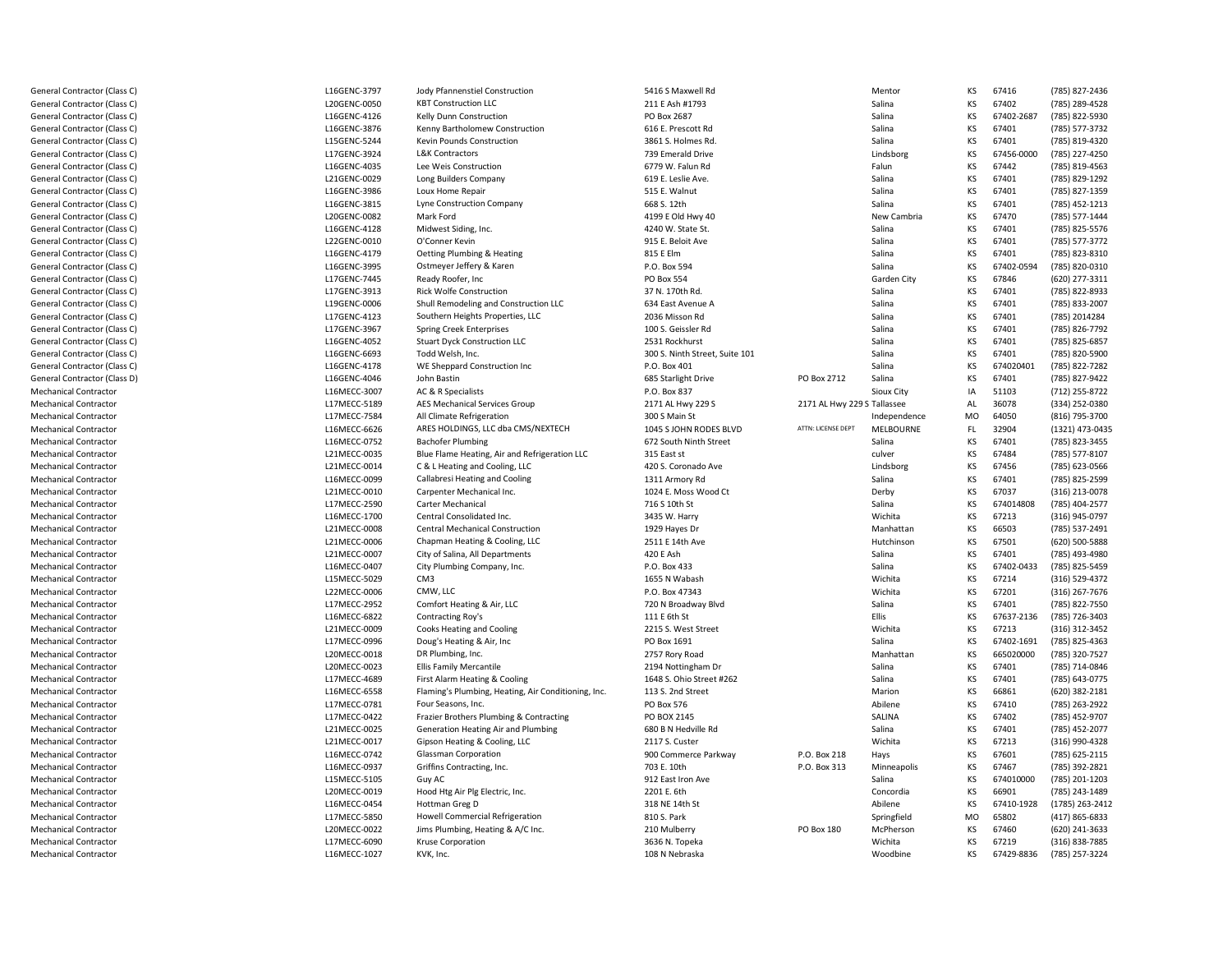| | | | | | | | | |
|---|---|---|---|---|---|---|---|---|
| General Contractor (Class C) | L16GENC-3797 | Jody Pfannenstiel Construction | 5416 S Maxwell Rd | | Mentor | KS | 67416 | (785) 827-2436 |
| General Contractor (Class C) | L20GENC-0050 | KBT Construction LLC | 211 E Ash #1793 | | Salina | KS | 67402 | (785) 289-4528 |
| General Contractor (Class C) | L16GENC-4126 | Kelly Dunn Construction | PO Box 2687 | | Salina | KS | 67402-2687 | (785) 822-5930 |
| General Contractor (Class C) | L16GENC-3876 | Kenny Bartholomew Construction | 616 E. Prescott Rd | | Salina | KS | 67401 | (785) 577-3732 |
| General Contractor (Class C) | L15GENC-5244 | Kevin Pounds Construction | 3861 S. Holmes Rd. | | Salina | KS | 67401 | (785) 819-4320 |
| General Contractor (Class C) | L17GENC-3924 | L&K Contractors | 739 Emerald Drive | | Lindsborg | KS | 67456-0000 | (785) 227-4250 |
| General Contractor (Class C) | L16GENC-4035 | Lee Weis Construction | 6779 W. Falun Rd | | Falun | KS | 67442 | (785) 819-4563 |
| General Contractor (Class C) | L21GENC-0029 | Long Builders Company | 619 E. Leslie Ave. | | Salina | KS | 67401 | (785) 829-1292 |
| General Contractor (Class C) | L16GENC-3986 | Loux Home Repair | 515 E. Walnut | | Salina | KS | 67401 | (785) 827-1359 |
| General Contractor (Class C) | L16GENC-3815 | Lyne Construction Company | 668 S. 12th | | Salina | KS | 67401 | (785) 452-1213 |
| General Contractor (Class C) | L20GENC-0082 | Mark Ford | 4199 E Old Hwy 40 | | New Cambria | KS | 67470 | (785) 577-1444 |
| General Contractor (Class C) | L16GENC-4128 | Midwest Siding, Inc. | 4240 W. State St. | | Salina | KS | 67401 | (785) 825-5576 |
| General Contractor (Class C) | L22GENC-0010 | O'Conner Kevin | 915 E. Beloit Ave | | Salina | KS | 67401 | (785) 577-3772 |
| General Contractor (Class C) | L16GENC-4179 | Oetting Plumbing & Heating | 815 E Elm | | Salina | KS | 67401 | (785) 823-8310 |
| General Contractor (Class C) | L16GENC-3995 | Ostmeyer Jeffery & Karen | P.O. Box 594 | | Salina | KS | 67402-0594 | (785) 820-0310 |
| General Contractor (Class C) | L17GENC-7445 | Ready Roofer, Inc | PO Box 554 | | Garden City | KS | 67846 | (620) 277-3311 |
| General Contractor (Class C) | L17GENC-3913 | Rick Wolfe Construction | 37 N. 170th Rd. | | Salina | KS | 67401 | (785) 822-8933 |
| General Contractor (Class C) | L19GENC-0006 | Shull Remodeling and Construction LLC | 634 East Avenue A | | Salina | KS | 67401 | (785) 833-2007 |
| General Contractor (Class C) | L17GENC-4123 | Southern Heights Properties, LLC | 2036 Misson Rd | | Salina | KS | 67401 | (785) 2014284 |
| General Contractor (Class C) | L17GENC-3967 | Spring Creek Enterprises | 100 S. Geissler Rd | | Salina | KS | 67401 | (785) 826-7792 |
| General Contractor (Class C) | L16GENC-4052 | Stuart Dyck Construction LLC | 2531 Rockhurst | | Salina | KS | 67401 | (785) 825-6857 |
| General Contractor (Class C) | L16GENC-6693 | Todd Welsh, Inc. | 300 S. Ninth Street, Suite 101 | | Salina | KS | 67401 | (785) 820-5900 |
| General Contractor (Class C) | L16GENC-4178 | WE Sheppard Construction Inc | P.O. Box 401 | | Salina | KS | 674020401 | (785) 822-7282 |
| General Contractor (Class D) | L16GENC-4046 | John Bastin | 685 Starlight Drive | PO Box 2712 | Salina | KS | 67401 | (785) 827-9422 |
| Mechanical Contractor | L16MECC-3007 | AC & R Specialists | P.O. Box 837 | | Sioux City | IA | 51103 | (712) 255-8722 |
| Mechanical Contractor | L17MECC-5189 | AES Mechanical Services Group | 2171 AL Hwy 229 S | 2171 AL Hwy 229 S | Tallassee | AL | 36078 | (334) 252-0380 |
| Mechanical Contractor | L17MECC-7584 | All Climate Refrigeration | 300 S Main St | | Independence | MO | 64050 | (816) 795-3700 |
| Mechanical Contractor | L16MECC-6626 | ARES HOLDINGS, LLC dba CMS/NEXTECH | 1045 S JOHN RODES BLVD | ATTN: LICENSE DEPT | MELBOURNE | FL | 32904 | (1321) 473-0435 |
| Mechanical Contractor | L16MECC-0752 | Bachofer Plumbing | 672 South Ninth Street | | Salina | KS | 67401 | (785) 823-3455 |
| Mechanical Contractor | L21MECC-0035 | Blue Flame Heating, Air and Refrigeration LLC | 315 East st | | culver | KS | 67484 | (785) 577-8107 |
| Mechanical Contractor | L21MECC-0014 | C & L Heating and Cooling, LLC | 420 S. Coronado Ave | | Lindsborg | KS | 67456 | (785) 623-0566 |
| Mechanical Contractor | L16MECC-0099 | Callabresi Heating and Cooling | 1311 Armory Rd | | Salina | KS | 67401 | (785) 825-2599 |
| Mechanical Contractor | L21MECC-0010 | Carpenter Mechanical Inc. | 1024 E. Moss Wood Ct | | Derby | KS | 67037 | (316) 213-0078 |
| Mechanical Contractor | L17MECC-2590 | Carter Mechanical | 716 S 10th St | | Salina | KS | 674014808 | (785) 404-2577 |
| Mechanical Contractor | L16MECC-1700 | Central Consolidated Inc. | 3435 W. Harry | | Wichita | KS | 67213 | (316) 945-0797 |
| Mechanical Contractor | L21MECC-0008 | Central Mechanical Construction | 1929 Hayes Dr | | Manhattan | KS | 66503 | (785) 537-2491 |
| Mechanical Contractor | L21MECC-0006 | Chapman Heating & Cooling, LLC | 2511 E 14th Ave | | Hutchinson | KS | 67501 | (620) 500-5888 |
| Mechanical Contractor | L21MECC-0007 | City of Salina, All Departments | 420 E Ash | | Salina | KS | 67401 | (785) 493-4980 |
| Mechanical Contractor | L16MECC-0407 | City Plumbing Company, Inc. | P.O. Box 433 | | Salina | KS | 67402-0433 | (785) 825-5459 |
| Mechanical Contractor | L15MECC-5029 | CM3 | 1655 N Wabash | | Wichita | KS | 67214 | (316) 529-4372 |
| Mechanical Contractor | L22MECC-0006 | CMW, LLC | P.O. Box 47343 | | Wichita | KS | 67201 | (316) 267-7676 |
| Mechanical Contractor | L17MECC-2952 | Comfort Heating & Air, LLC | 720 N Broadway Blvd | | Salina | KS | 67401 | (785) 822-7550 |
| Mechanical Contractor | L16MECC-6822 | Contracting Roy's | 111 E 6th St | | Ellis | KS | 67637-2136 | (785) 726-3403 |
| Mechanical Contractor | L21MECC-0009 | Cooks Heating and Cooling | 2215 S. West Street | | Wichita | KS | 67213 | (316) 312-3452 |
| Mechanical Contractor | L17MECC-0996 | Doug's Heating & Air, Inc | PO Box 1691 | | Salina | KS | 67402-1691 | (785) 825-4363 |
| Mechanical Contractor | L20MECC-0018 | DR Plumbing, Inc. | 2757 Rory Road | | Manhattan | KS | 665020000 | (785) 320-7527 |
| Mechanical Contractor | L20MECC-0023 | Ellis Family Mercantile | 2194 Nottingham Dr | | Salina | KS | 67401 | (785) 714-0846 |
| Mechanical Contractor | L17MECC-4689 | First Alarm Heating & Cooling | 1648 S. Ohio Street #262 | | Salina | KS | 67401 | (785) 643-0775 |
| Mechanical Contractor | L16MECC-6558 | Flaming's Plumbing, Heating, Air Conditioning, Inc. | 113 S. 2nd Street | | Marion | KS | 66861 | (620) 382-2181 |
| Mechanical Contractor | L17MECC-0781 | Four Seasons, Inc. | PO Box 576 | | Abilene | KS | 67410 | (785) 263-2922 |
| Mechanical Contractor | L17MECC-0422 | Frazier Brothers Plumbing & Contracting | PO BOX 2145 | | SALINA | KS | 67402 | (785) 452-9707 |
| Mechanical Contractor | L21MECC-0025 | Generation Heating Air and Plumbing | 680 B N Hedville Rd | | Salina | KS | 67401 | (785) 452-2077 |
| Mechanical Contractor | L21MECC-0017 | Gipson Heating & Cooling, LLC | 2117 S. Custer | | Wichita | KS | 67213 | (316) 990-4328 |
| Mechanical Contractor | L16MECC-0742 | Glassman Corporation | 900 Commerce Parkway | P.O. Box 218 | Hays | KS | 67601 | (785) 625-2115 |
| Mechanical Contractor | L16MECC-0937 | Griffins Contracting, Inc. | 703 E. 10th | P.O. Box 313 | Minneapolis | KS | 67467 | (785) 392-2821 |
| Mechanical Contractor | L15MECC-5105 | Guy AC | 912 East Iron Ave | | Salina | KS | 674010000 | (785) 201-1203 |
| Mechanical Contractor | L20MECC-0019 | Hood Htg Air Plg Electric, Inc. | 2201 E. 6th | | Concordia | KS | 66901 | (785) 243-1489 |
| Mechanical Contractor | L16MECC-0454 | Hottman Greg D | 318 NE 14th St | | Abilene | KS | 67410-1928 | (1785) 263-2412 |
| Mechanical Contractor | L17MECC-5850 | Howell Commercial Refrigeration | 810 S. Park | | Springfield | MO | 65802 | (417) 865-6833 |
| Mechanical Contractor | L20MECC-0022 | Jims Plumbing, Heating & A/C Inc. | 210 Mulberry | PO Box 180 | McPherson | KS | 67460 | (620) 241-3633 |
| Mechanical Contractor | L17MECC-6090 | Kruse Corporation | 3636 N. Topeka | | Wichita | KS | 67219 | (316) 838-7885 |
| Mechanical Contractor | L16MECC-1027 | KVK, Inc. | 108 N Nebraska | | Woodbine | KS | 67429-8836 | (785) 257-3224 |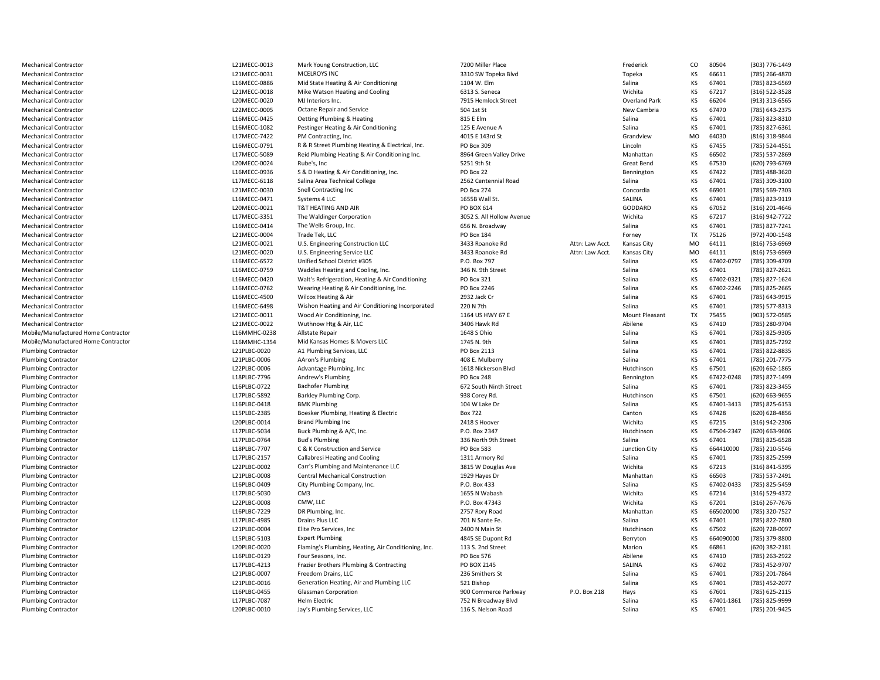| | | | | | | | | |
|---|---|---|---|---|---|---|---|---|
| Mechanical Contractor | L21MECC-0013 | Mark Young Construction, LLC | 7200 Miller Place | | Frederick | CO | 80504 | (303) 776-1449 |
| Mechanical Contractor | L21MECC-0031 | MCELROYS INC | 3310 SW Topeka Blvd | | Topeka | KS | 66611 | (785) 266-4870 |
| Mechanical Contractor | L16MECC-0886 | Mid State Heating & Air Conditioning | 1104 W. Elm | | Salina | KS | 67401 | (785) 823-6569 |
| Mechanical Contractor | L21MECC-0018 | Mike Watson Heating and Cooling | 6313 S. Seneca | | Wichita | KS | 67217 | (316) 522-3528 |
| Mechanical Contractor | L20MECC-0020 | MJ Interiors Inc. | 7915 Hemlock Street | | Overland Park | KS | 66204 | (913) 313-6565 |
| Mechanical Contractor | L22MECC-0005 | Octane Repair and Service | 504 1st St | | New Cambria | KS | 67470 | (785) 643-2375 |
| Mechanical Contractor | L16MECC-0425 | Oetting Plumbing & Heating | 815 E Elm | | Salina | KS | 67401 | (785) 823-8310 |
| Mechanical Contractor | L16MECC-1082 | Pestinger Heating & Air Conditioning | 125 E Avenue A | | Salina | KS | 67401 | (785) 827-6361 |
| Mechanical Contractor | L17MECC-7422 | PM Contracting, Inc. | 4015 E 143rd St | | Grandview | MO | 64030 | (816) 318-9844 |
| Mechanical Contractor | L16MECC-0791 | R & R Street Plumbing Heating & Electrical, Inc. | PO Box 309 | | Lincoln | KS | 67455 | (785) 524-4551 |
| Mechanical Contractor | L17MECC-5089 | Reid Plumbing Heating & Air Conditioning Inc. | 8964 Green Valley Drive | | Manhattan | KS | 66502 | (785) 537-2869 |
| Mechanical Contractor | L20MECC-0024 | Rube's, Inc | 5251 9th St | | Great Bend | KS | 67530 | (620) 793-6769 |
| Mechanical Contractor | L16MECC-0936 | S & D Heating & Air Conditioning, Inc. | PO Box 22 | | Bennington | KS | 67422 | (785) 488-3620 |
| Mechanical Contractor | L17MECC-6118 | Salina Area Technical College | 2562 Centennial Road | | Salina | KS | 67401 | (785) 309-3100 |
| Mechanical Contractor | L21MECC-0030 | Snell Contracting Inc | PO Box 274 | | Concordia | KS | 66901 | (785) 569-7303 |
| Mechanical Contractor | L16MECC-0471 | Systems 4 LLC | 1655B Wall St. | | SALINA | KS | 67401 | (785) 823-9119 |
| Mechanical Contractor | L20MECC-0021 | T&T HEATING AND AIR | PO BOX 614 | | GODDARD | KS | 67052 | (316) 201-4646 |
| Mechanical Contractor | L17MECC-3351 | The Waldinger Corporation | 3052 S. All Hollow Avenue | | Wichita | KS | 67217 | (316) 942-7722 |
| Mechanical Contractor | L16MECC-0414 | The Wells Group, Inc. | 656 N. Broadway | | Salina | KS | 67401 | (785) 827-7241 |
| Mechanical Contractor | L21MECC-0004 | Trade Tek, LLC | PO Box 184 | | Forney | TX | 75126 | (972) 400-1548 |
| Mechanical Contractor | L21MECC-0021 | U.S. Engineering Construction LLC | 3433 Roanoke Rd | Attn: Law Acct. | Kansas City | MO | 64111 | (816) 753-6969 |
| Mechanical Contractor | L21MECC-0020 | U.S. Engineering Service LLC | 3433 Roanoke Rd | Attn: Law Acct. | Kansas City | MO | 64111 | (816) 753-6969 |
| Mechanical Contractor | L16MECC-6572 | Unified School District #305 | P.O. Box 797 | | Salina | KS | 67402-0797 | (785) 309-4709 |
| Mechanical Contractor | L16MECC-0759 | Waddles Heating and Cooling, Inc. | 346 N. 9th Street | | Salina | KS | 67401 | (785) 827-2621 |
| Mechanical Contractor | L16MECC-0420 | Walt's Refrigeration, Heating & Air Conditioning | PO Box 321 | | Salina | KS | 67402-0321 | (785) 827-1624 |
| Mechanical Contractor | L16MECC-0762 | Wearing Heating & Air Conditioning, Inc. | PO Box 2246 | | Salina | KS | 67402-2246 | (785) 825-2665 |
| Mechanical Contractor | L16MECC-4500 | Wilcox Heating & Air | 2932 Jack Cr | | Salina | KS | 67401 | (785) 643-9915 |
| Mechanical Contractor | L16MECC-6498 | Wishon Heating and Air Conditioning Incorporated | 220 N 7th | | Salina | KS | 67401 | (785) 577-8313 |
| Mechanical Contractor | L21MECC-0011 | Wood Air Conditioning, Inc. | 1164 US HWY 67 E | | Mount Pleasant | TX | 75455 | (903) 572-0585 |
| Mechanical Contractor | L21MECC-0022 | Wuthnow Htg & Air, LLC | 3406 Hawk Rd | | Abilene | KS | 67410 | (785) 280-9704 |
| Mobile/Manufactured Home Contractor | L16MMHC-0238 | Allstate Repair | 1648 S Ohio | | Salina | KS | 67401 | (785) 825-9305 |
| Mobile/Manufactured Home Contractor | L16MMHC-1354 | Mid Kansas Homes & Movers LLC | 1745 N. 9th | | Salina | KS | 67401 | (785) 825-7292 |
| Plumbing Contractor | L21PLBC-0020 | A1 Plumbing Services, LLC | PO Box 2113 | | Salina | KS | 67401 | (785) 822-8835 |
| Plumbing Contractor | L21PLBC-0006 | AAron's Plumbing | 408 E. Mulberry | | Salina | KS | 67401 | (785) 201-7775 |
| Plumbing Contractor | L22PLBC-0006 | Advantage Plumbing, Inc | 1618 Nickerson Blvd | | Hutchinson | KS | 67501 | (620) 662-1865 |
| Plumbing Contractor | L18PLBC-7796 | Andrew's Plumbing | PO Box 248 | | Bennington | KS | 67422-0248 | (785) 827-1499 |
| Plumbing Contractor | L16PLBC-0722 | Bachofer Plumbing | 672 South Ninth Street | | Salina | KS | 67401 | (785) 823-3455 |
| Plumbing Contractor | L17PLBC-5892 | Barkley Plumbing Corp. | 938 Corey Rd. | | Hutchinson | KS | 67501 | (620) 663-9655 |
| Plumbing Contractor | L16PLBC-0418 | BMK Plumbing | 104 W Lake Dr | | Salina | KS | 67401-3413 | (785) 825-6153 |
| Plumbing Contractor | L15PLBC-2385 | Boesker Plumbing, Heating & Electric | Box 722 | | Canton | KS | 67428 | (620) 628-4856 |
| Plumbing Contractor | L20PLBC-0014 | Brand Plumbing Inc | 2418 S Hoover | | Wichita | KS | 67215 | (316) 942-2306 |
| Plumbing Contractor | L17PLBC-5034 | Buck Plumbing & A/C, Inc. | P.O. Box 2347 | | Hutchinson | KS | 67504-2347 | (620) 663-9606 |
| Plumbing Contractor | L17PLBC-0764 | Bud's Plumbing | 336 North 9th Street | | Salina | KS | 67401 | (785) 825-6528 |
| Plumbing Contractor | L18PLBC-7707 | C & K Construction and Service | PO Box 583 | | Junction City | KS | 664410000 | (785) 210-5546 |
| Plumbing Contractor | L17PLBC-2157 | Callabresi Heating and Cooling | 1311 Armory Rd | | Salina | KS | 67401 | (785) 825-2599 |
| Plumbing Contractor | L22PLBC-0002 | Carr's Plumbing and Maintenance LLC | 3815 W Douglas Ave | | Wichita | KS | 67213 | (316) 841-5395 |
| Plumbing Contractor | L21PLBC-0008 | Central Mechanical Construction | 1929 Hayes Dr | | Manhattan | KS | 66503 | (785) 537-2491 |
| Plumbing Contractor | L16PLBC-0409 | City Plumbing Company, Inc. | P.O. Box 433 | | Salina | KS | 67402-0433 | (785) 825-5459 |
| Plumbing Contractor | L17PLBC-5030 | CM3 | 1655 N Wabash | | Wichita | KS | 67214 | (316) 529-4372 |
| Plumbing Contractor | L22PLBC-0008 | CMW, LLC | P.O. Box 47343 | | Wichita | KS | 67201 | (316) 267-7676 |
| Plumbing Contractor | L16PLBC-7229 | DR Plumbing, Inc. | 2757 Rory Road | | Manhattan | KS | 665020000 | (785) 320-7527 |
| Plumbing Contractor | L17PLBC-4985 | Drains Plus LLC | 701 N Sante Fe. | | Salina | KS | 67401 | (785) 822-7800 |
| Plumbing Contractor | L21PLBC-0004 | Elite Pro Services, Inc | 2400 N Main St | | Hutchinson | KS | 67502 | (620) 728-0097 |
| Plumbing Contractor | L15PLBC-5103 | Expert Plumbing | 4845 SE Dupont Rd | | Berryton | KS | 664090000 | (785) 379-8800 |
| Plumbing Contractor | L20PLBC-0020 | Flaming's Plumbing, Heating, Air Conditioning, Inc. | 113 S. 2nd Street | | Marion | KS | 66861 | (620) 382-2181 |
| Plumbing Contractor | L16PLBC-0129 | Four Seasons, Inc. | PO Box 576 | | Abilene | KS | 67410 | (785) 263-2922 |
| Plumbing Contractor | L17PLBC-4213 | Frazier Brothers Plumbing & Contracting | PO BOX 2145 | | SALINA | KS | 67402 | (785) 452-9707 |
| Plumbing Contractor | L21PLBC-0007 | Freedom Drains, LLC | 236 Smithers St | | Salina | KS | 67401 | (785) 201-7864 |
| Plumbing Contractor | L21PLBC-0016 | Generation Heating, Air and Plumbing LLC | 521 Bishop | | Salina | KS | 67401 | (785) 452-2077 |
| Plumbing Contractor | L16PLBC-0455 | Glassman Corporation | 900 Commerce Parkway | P.O. Box 218 | Hays | KS | 67601 | (785) 625-2115 |
| Plumbing Contractor | L17PLBC-7087 | Helm Electric | 752 N Broadway Blvd | | Salina | KS | 67401-1861 | (785) 825-9999 |
| Plumbing Contractor | L20PLBC-0010 | Jay's Plumbing Services, LLC | 116 S. Nelson Road | | Salina | KS | 67401 | (785) 201-9425 |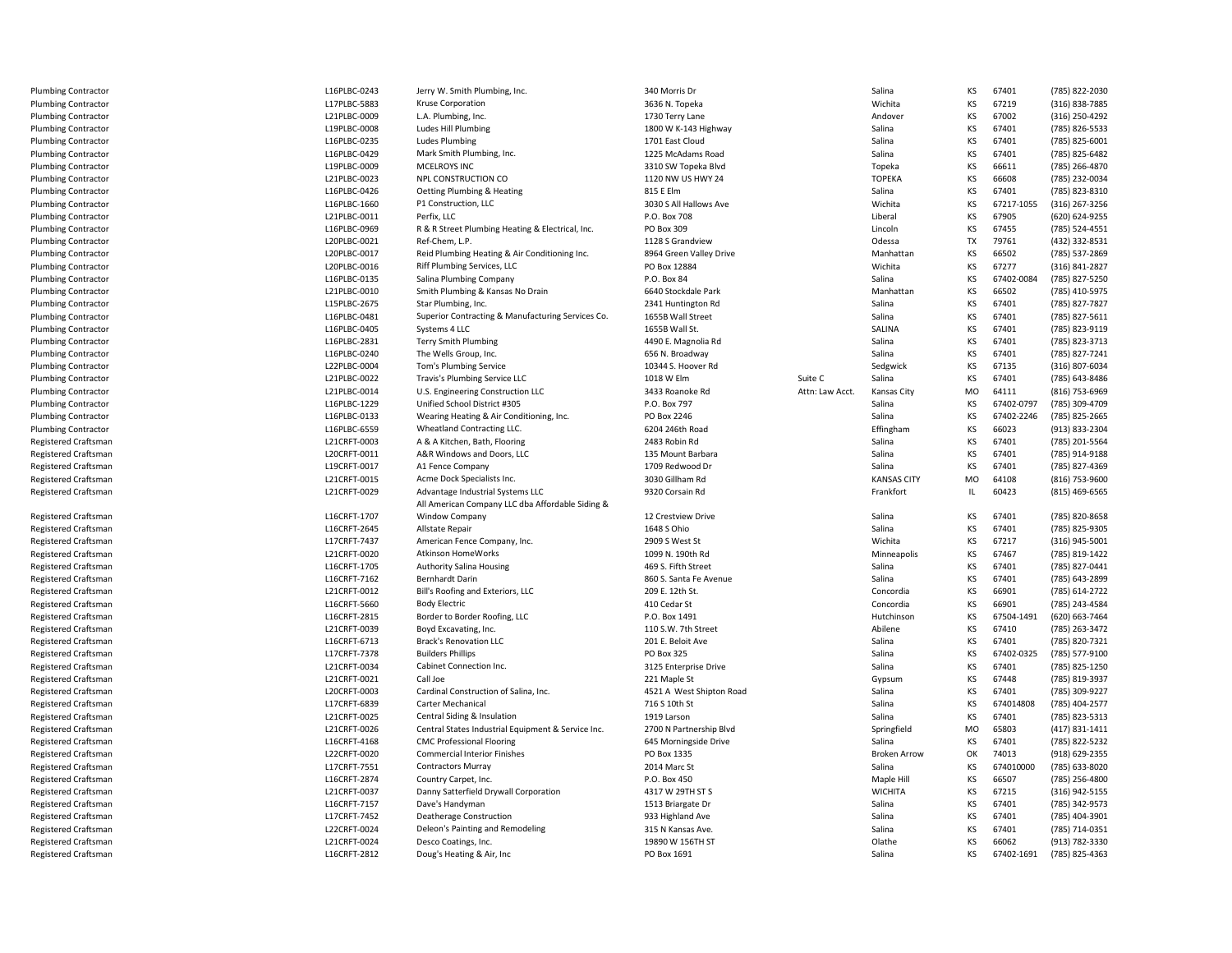| | | | | | | | | |
|---|---|---|---|---|---|---|---|---|
| Plumbing Contractor | L16PLBC-0243 | Jerry W. Smith Plumbing, Inc. | 340 Morris Dr | | Salina | KS | 67401 | (785) 822-2030 |
| Plumbing Contractor | L17PLBC-5883 | Kruse Corporation | 3636 N. Topeka | | Wichita | KS | 67219 | (316) 838-7885 |
| Plumbing Contractor | L21PLBC-0009 | L.A. Plumbing, Inc. | 1730 Terry Lane | | Andover | KS | 67002 | (316) 250-4292 |
| Plumbing Contractor | L19PLBC-0008 | Ludes Hill Plumbing | 1800 W K-143 Highway | | Salina | KS | 67401 | (785) 826-5533 |
| Plumbing Contractor | L16PLBC-0235 | Ludes Plumbing | 1701 East Cloud | | Salina | KS | 67401 | (785) 825-6001 |
| Plumbing Contractor | L16PLBC-0429 | Mark Smith Plumbing, Inc. | 1225 McAdams Road | | Salina | KS | 67401 | (785) 825-6482 |
| Plumbing Contractor | L19PLBC-0009 | MCELROYS INC | 3310 SW Topeka Blvd | | Topeka | KS | 66611 | (785) 266-4870 |
| Plumbing Contractor | L21PLBC-0023 | NPL CONSTRUCTION CO | 1120 NW US HWY 24 | | TOPEKA | KS | 66608 | (785) 232-0034 |
| Plumbing Contractor | L16PLBC-0426 | Oetting Plumbing & Heating | 815 E Elm | | Salina | KS | 67401 | (785) 823-8310 |
| Plumbing Contractor | L16PLBC-1660 | P1 Construction, LLC | 3030 S All Hallows Ave | | Wichita | KS | 67217-1055 | (316) 267-3256 |
| Plumbing Contractor | L21PLBC-0011 | Perfix, LLC | P.O. Box 708 | | Liberal | KS | 67905 | (620) 624-9255 |
| Plumbing Contractor | L16PLBC-0969 | R & R Street Plumbing Heating & Electrical, Inc. | PO Box 309 | | Lincoln | KS | 67455 | (785) 524-4551 |
| Plumbing Contractor | L20PLBC-0021 | Ref-Chem, L.P. | 1128 S Grandview | | Odessa | TX | 79761 | (432) 332-8531 |
| Plumbing Contractor | L20PLBC-0017 | Reid Plumbing Heating & Air Conditioning Inc. | 8964 Green Valley Drive | | Manhattan | KS | 66502 | (785) 537-2869 |
| Plumbing Contractor | L20PLBC-0016 | Riff Plumbing Services, LLC | PO Box 12884 | | Wichita | KS | 67277 | (316) 841-2827 |
| Plumbing Contractor | L16PLBC-0135 | Salina Plumbing Company | P.O. Box 84 | | Salina | KS | 67402-0084 | (785) 827-5250 |
| Plumbing Contractor | L21PLBC-0010 | Smith Plumbing & Kansas No Drain | 6640 Stockdale Park | | Manhattan | KS | 66502 | (785) 410-5975 |
| Plumbing Contractor | L15PLBC-2675 | Star Plumbing, Inc. | 2341 Huntington Rd | | Salina | KS | 67401 | (785) 827-7827 |
| Plumbing Contractor | L16PLBC-0481 | Superior Contracting & Manufacturing Services Co. | 1655B Wall Street | | Salina | KS | 67401 | (785) 827-5611 |
| Plumbing Contractor | L16PLBC-0405 | Systems 4 LLC | 1655B Wall St. | | SALINA | KS | 67401 | (785) 823-9119 |
| Plumbing Contractor | L16PLBC-2831 | Terry Smith Plumbing | 4490 E. Magnolia Rd | | Salina | KS | 67401 | (785) 823-3713 |
| Plumbing Contractor | L16PLBC-0240 | The Wells Group, Inc. | 656 N. Broadway | | Salina | KS | 67401 | (785) 827-7241 |
| Plumbing Contractor | L22PLBC-0004 | Tom's Plumbing Service | 10344 S. Hoover Rd | | Sedgwick | KS | 67135 | (316) 807-6034 |
| Plumbing Contractor | L21PLBC-0022 | Travis's Plumbing Service LLC | 1018 W Elm | Suite C | Salina | KS | 67401 | (785) 643-8486 |
| Plumbing Contractor | L21PLBC-0014 | U.S. Engineering Construction LLC | 3433 Roanoke Rd | Attn: Law Acct. | Kansas City | MO | 64111 | (816) 753-6969 |
| Plumbing Contractor | L16PLBC-1229 | Unified School District #305 | P.O. Box 797 | | Salina | KS | 67402-0797 | (785) 309-4709 |
| Plumbing Contractor | L16PLBC-0133 | Wearing Heating & Air Conditioning, Inc. | PO Box 2246 | | Salina | KS | 67402-2246 | (785) 825-2665 |
| Plumbing Contractor | L16PLBC-6559 | Wheatland Contracting LLC. | 6204 246th Road | | Effingham | KS | 66023 | (913) 833-2304 |
| Registered Craftsman | L21CRFT-0003 | A & A Kitchen, Bath, Flooring | 2483 Robin Rd | | Salina | KS | 67401 | (785) 201-5564 |
| Registered Craftsman | L20CRFT-0011 | A&R Windows and Doors, LLC | 135 Mount Barbara | | Salina | KS | 67401 | (785) 914-9188 |
| Registered Craftsman | L19CRFT-0017 | A1 Fence Company | 1709 Redwood Dr | | Salina | KS | 67401 | (785) 827-4369 |
| Registered Craftsman | L21CRFT-0015 | Acme Dock Specialists Inc. | 3030 Gillham Rd | | KANSAS CITY | MO | 64108 | (816) 753-9600 |
| Registered Craftsman | L21CRFT-0029 | Advantage Industrial Systems LLC | 9320 Corsain Rd | | Frankfort | IL | 60423 | (815) 469-6565 |
| Registered Craftsman | L16CRFT-1707 | All American Company LLC dba Affordable Siding & Window Company | 12 Crestview Drive | | Salina | KS | 67401 | (785) 820-8658 |
| Registered Craftsman | L16CRFT-2645 | Allstate Repair | 1648 S Ohio | | Salina | KS | 67401 | (785) 825-9305 |
| Registered Craftsman | L17CRFT-7437 | American Fence Company, Inc. | 2909 S West St | | Wichita | KS | 67217 | (316) 945-5001 |
| Registered Craftsman | L21CRFT-0020 | Atkinson HomeWorks | 1099 N. 190th Rd | | Minneapolis | KS | 67467 | (785) 819-1422 |
| Registered Craftsman | L16CRFT-1705 | Authority Salina Housing | 469 S. Fifth Street | | Salina | KS | 67401 | (785) 827-0441 |
| Registered Craftsman | L16CRFT-7162 | Bernhardt Darin | 860 S. Santa Fe Avenue | | Salina | KS | 67401 | (785) 643-2899 |
| Registered Craftsman | L21CRFT-0012 | Bill's Roofing and Exteriors, LLC | 209 E. 12th St. | | Concordia | KS | 66901 | (785) 614-2722 |
| Registered Craftsman | L16CRFT-5660 | Body Electric | 410 Cedar St | | Concordia | KS | 66901 | (785) 243-4584 |
| Registered Craftsman | L16CRFT-2815 | Border to Border Roofing, LLC | P.O. Box 1491 | | Hutchinson | KS | 67504-1491 | (620) 663-7464 |
| Registered Craftsman | L21CRFT-0039 | Boyd Excavating, Inc. | 110 S.W. 7th Street | | Abilene | KS | 67410 | (785) 263-3472 |
| Registered Craftsman | L16CRFT-6713 | Brack's Renovation LLC | 201 E. Beloit Ave | | Salina | KS | 67401 | (785) 820-7321 |
| Registered Craftsman | L17CRFT-7378 | Builders Phillips | PO Box 325 | | Salina | KS | 67402-0325 | (785) 577-9100 |
| Registered Craftsman | L21CRFT-0034 | Cabinet Connection Inc. | 3125 Enterprise Drive | | Salina | KS | 67401 | (785) 825-1250 |
| Registered Craftsman | L21CRFT-0021 | Call Joe | 221 Maple St | | Gypsum | KS | 67448 | (785) 819-3937 |
| Registered Craftsman | L20CRFT-0003 | Cardinal Construction of Salina, Inc. | 4521 A West Shipton Road | | Salina | KS | 67401 | (785) 309-9227 |
| Registered Craftsman | L17CRFT-6839 | Carter Mechanical | 716 S 10th St | | Salina | KS | 674014808 | (785) 404-2577 |
| Registered Craftsman | L21CRFT-0025 | Central Siding & Insulation | 1919 Larson | | Salina | KS | 67401 | (785) 823-5313 |
| Registered Craftsman | L21CRFT-0026 | Central States Industrial Equipment & Service Inc. | 2700 N Partnership Blvd | | Springfield | MO | 65803 | (417) 831-1411 |
| Registered Craftsman | L16CRFT-4168 | CMC Professional Flooring | 645 Morningside Drive | | Salina | KS | 67401 | (785) 822-5232 |
| Registered Craftsman | L22CRFT-0020 | Commercial Interior Finishes | PO Box 1335 | | Broken Arrow | OK | 74013 | (918) 629-2355 |
| Registered Craftsman | L17CRFT-7551 | Contractors Murray | 2014 Marc St | | Salina | KS | 674010000 | (785) 633-8020 |
| Registered Craftsman | L16CRFT-2874 | Country Carpet, Inc. | P.O. Box 450 | | Maple Hill | KS | 66507 | (785) 256-4800 |
| Registered Craftsman | L21CRFT-0037 | Danny Satterfield Drywall Corporation | 4317 W 29TH ST S | | WICHITA | KS | 67215 | (316) 942-5155 |
| Registered Craftsman | L16CRFT-7157 | Dave's Handyman | 1513 Briargate Dr | | Salina | KS | 67401 | (785) 342-9573 |
| Registered Craftsman | L17CRFT-7452 | Deatherage Construction | 933 Highland Ave | | Salina | KS | 67401 | (785) 404-3901 |
| Registered Craftsman | L22CRFT-0024 | Deleon's Painting and Remodeling | 315 N Kansas Ave. | | Salina | KS | 67401 | (785) 714-0351 |
| Registered Craftsman | L21CRFT-0024 | Desco Coatings, Inc. | 19890 W 156TH ST | | Olathe | KS | 66062 | (913) 782-3330 |
| Registered Craftsman | L16CRFT-2812 | Doug's Heating & Air, Inc | PO Box 1691 | | Salina | KS | 67402-1691 | (785) 825-4363 |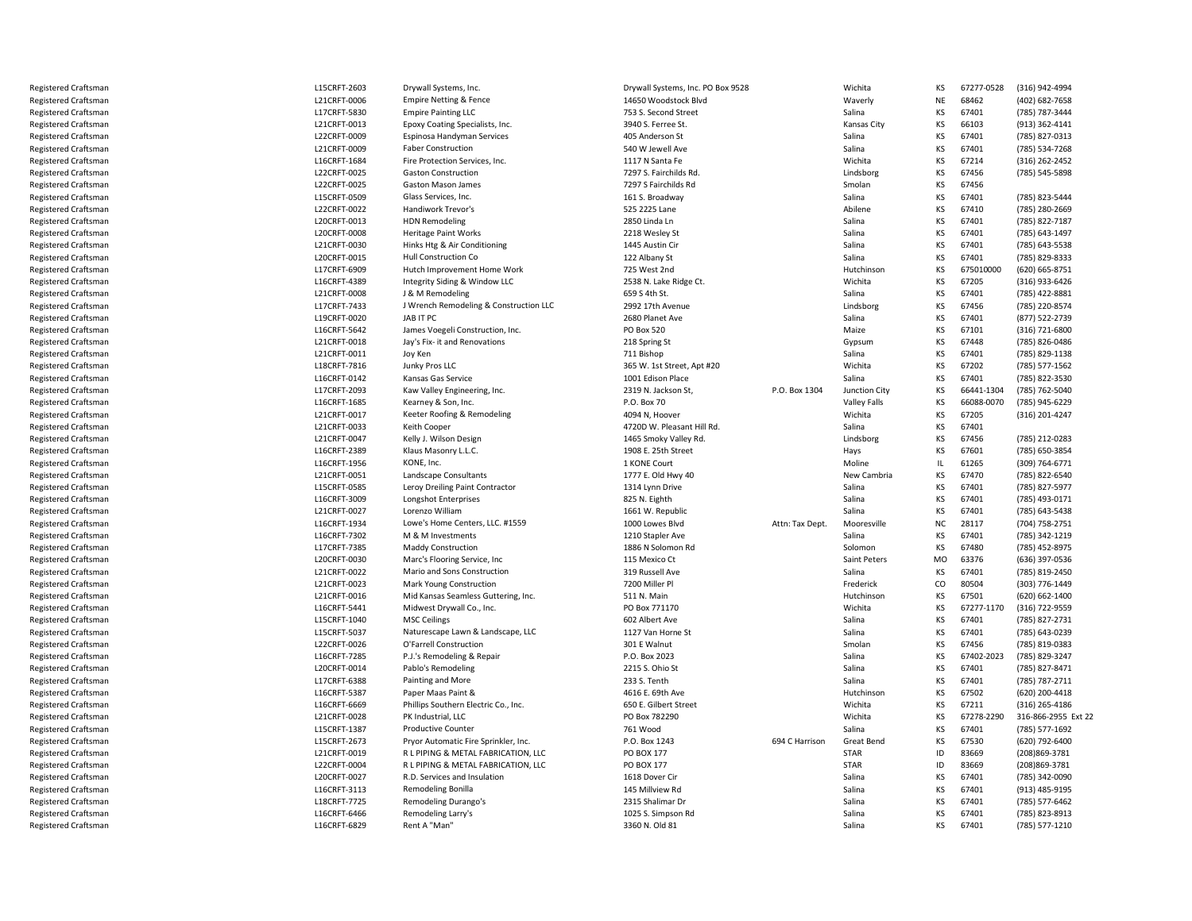| | | | | | | | | |
|---|---|---|---|---|---|---|---|---|
| Registered Craftsman | L15CRFT-2603 | Drywall Systems, Inc. | Drywall Systems, Inc. PO Box 9528 | | Wichita | KS | 67277-0528 | (316) 942-4994 |
| Registered Craftsman | L21CRFT-0006 | Empire Netting & Fence | 14650 Woodstock Blvd | | Waverly | NE | 68462 | (402) 682-7658 |
| Registered Craftsman | L17CRFT-5830 | Empire Painting LLC | 753 S. Second Street | | Salina | KS | 67401 | (785) 787-3444 |
| Registered Craftsman | L21CRFT-0013 | Epoxy Coating Specialists, Inc. | 3940 S. Ferree St. | | Kansas City | KS | 66103 | (913) 362-4141 |
| Registered Craftsman | L22CRFT-0009 | Espinosa Handyman Services | 405 Anderson St | | Salina | KS | 67401 | (785) 827-0313 |
| Registered Craftsman | L21CRFT-0009 | Faber Construction | 540 W Jewell Ave | | Salina | KS | 67401 | (785) 534-7268 |
| Registered Craftsman | L16CRFT-1684 | Fire Protection Services, Inc. | 1117 N Santa Fe | | Wichita | KS | 67214 | (316) 262-2452 |
| Registered Craftsman | L22CRFT-0025 | Gaston Construction | 7297 S. Fairchilds Rd. | | Lindsborg | KS | 67456 | (785) 545-5898 |
| Registered Craftsman | L22CRFT-0025 | Gaston Mason James | 7297 S Fairchilds Rd | | Smolan | KS | 67456 | |
| Registered Craftsman | L15CRFT-0509 | Glass Services, Inc. | 161 S. Broadway | | Salina | KS | 67401 | (785) 823-5444 |
| Registered Craftsman | L22CRFT-0022 | Handiwork Trevor's | 525 2225 Lane | | Abilene | KS | 67410 | (785) 280-2669 |
| Registered Craftsman | L20CRFT-0013 | HDN Remodeling | 2850 Linda Ln | | Salina | KS | 67401 | (785) 822-7187 |
| Registered Craftsman | L20CRFT-0008 | Heritage Paint Works | 2218 Wesley St | | Salina | KS | 67401 | (785) 643-1497 |
| Registered Craftsman | L21CRFT-0030 | Hinks Htg & Air Conditioning | 1445 Austin Cir | | Salina | KS | 67401 | (785) 643-5538 |
| Registered Craftsman | L20CRFT-0015 | Hull Construction Co | 122 Albany St | | Salina | KS | 67401 | (785) 829-8333 |
| Registered Craftsman | L17CRFT-6909 | Hutch Improvement Home Work | 725 West 2nd | | Hutchinson | KS | 675010000 | (620) 665-8751 |
| Registered Craftsman | L16CRFT-4389 | Integrity Siding & Window LLC | 2538 N. Lake Ridge Ct. | | Wichita | KS | 67205 | (316) 933-6426 |
| Registered Craftsman | L21CRFT-0008 | J & M Remodeling | 659 S 4th St. | | Salina | KS | 67401 | (785) 422-8881 |
| Registered Craftsman | L17CRFT-7433 | J Wrench Remodeling & Construction LLC | 2992 17th Avenue | | Lindsborg | KS | 67456 | (785) 220-8574 |
| Registered Craftsman | L19CRFT-0020 | JAB IT PC | 2680 Planet Ave | | Salina | KS | 67401 | (877) 522-2739 |
| Registered Craftsman | L16CRFT-5642 | James Voegeli Construction, Inc. | PO Box 520 | | Maize | KS | 67101 | (316) 721-6800 |
| Registered Craftsman | L21CRFT-0018 | Jay's Fix- it and Renovations | 218 Spring St | | Gypsum | KS | 67448 | (785) 826-0486 |
| Registered Craftsman | L21CRFT-0011 | Joy Ken | 711 Bishop | | Salina | KS | 67401 | (785) 829-1138 |
| Registered Craftsman | L18CRFT-7816 | Junky Pros LLC | 365 W. 1st Street, Apt #20 | | Wichita | KS | 67202 | (785) 577-1562 |
| Registered Craftsman | L16CRFT-0142 | Kansas Gas Service | 1001 Edison Place | | Salina | KS | 67401 | (785) 822-3530 |
| Registered Craftsman | L17CRFT-2093 | Kaw Valley Engineering, Inc. | 2319 N. Jackson St, | P.O. Box 1304 | Junction City | KS | 66441-1304 | (785) 762-5040 |
| Registered Craftsman | L16CRFT-1685 | Kearney & Son, Inc. | P.O. Box 70 | | Valley Falls | KS | 66088-0070 | (785) 945-6229 |
| Registered Craftsman | L21CRFT-0017 | Keeter Roofing & Remodeling | 4094 N, Hoover | | Wichita | KS | 67205 | (316) 201-4247 |
| Registered Craftsman | L21CRFT-0033 | Keith Cooper | 4720D W. Pleasant Hill Rd. | | Salina | KS | 67401 | |
| Registered Craftsman | L21CRFT-0047 | Kelly J. Wilson Design | 1465 Smoky Valley Rd. | | Lindsborg | KS | 67456 | (785) 212-0283 |
| Registered Craftsman | L16CRFT-2389 | Klaus Masonry L.L.C. | 1908 E. 25th Street | | Hays | KS | 67601 | (785) 650-3854 |
| Registered Craftsman | L16CRFT-1956 | KONE, Inc. | 1 KONE Court | | Moline | IL | 61265 | (309) 764-6771 |
| Registered Craftsman | L21CRFT-0051 | Landscape Consultants | 1777 E. Old Hwy 40 | | New Cambria | KS | 67470 | (785) 822-6540 |
| Registered Craftsman | L15CRFT-0585 | Leroy Dreiling Paint Contractor | 1314 Lynn Drive | | Salina | KS | 67401 | (785) 827-5977 |
| Registered Craftsman | L16CRFT-3009 | Longshot Enterprises | 825 N. Eighth | | Salina | KS | 67401 | (785) 493-0171 |
| Registered Craftsman | L21CRFT-0027 | Lorenzo William | 1661 W. Republic | | Salina | KS | 67401 | (785) 643-5438 |
| Registered Craftsman | L16CRFT-1934 | Lowe's Home Centers, LLC. #1559 | 1000 Lowes Blvd | Attn: Tax Dept. | Mooresville | NC | 28117 | (704) 758-2751 |
| Registered Craftsman | L16CRFT-7302 | M & M Investments | 1210 Stapler Ave | | Salina | KS | 67401 | (785) 342-1219 |
| Registered Craftsman | L17CRFT-7385 | Maddy Construction | 1886 N Solomon Rd | | Solomon | KS | 67480 | (785) 452-8975 |
| Registered Craftsman | L20CRFT-0030 | Marc's Flooring Service, Inc | 115 Mexico Ct | | Saint Peters | MO | 63376 | (636) 397-0536 |
| Registered Craftsman | L21CRFT-0022 | Mario and Sons Construction | 319 Russell Ave | | Salina | KS | 67401 | (785) 819-2450 |
| Registered Craftsman | L21CRFT-0023 | Mark Young Construction | 7200 Miller Pl | | Frederick | CO | 80504 | (303) 776-1449 |
| Registered Craftsman | L21CRFT-0016 | Mid Kansas Seamless Guttering, Inc. | 511 N. Main | | Hutchinson | KS | 67501 | (620) 662-1400 |
| Registered Craftsman | L16CRFT-5441 | Midwest Drywall Co., Inc. | PO Box 771170 | | Wichita | KS | 67277-1170 | (316) 722-9559 |
| Registered Craftsman | L15CRFT-1040 | MSC Ceilings | 602 Albert Ave | | Salina | KS | 67401 | (785) 827-2731 |
| Registered Craftsman | L15CRFT-5037 | Naturescape Lawn & Landscape, LLC | 1127 Van Horne St | | Salina | KS | 67401 | (785) 643-0239 |
| Registered Craftsman | L22CRFT-0026 | O'Farrell Construction | 301 E Walnut | | Smolan | KS | 67456 | (785) 819-0383 |
| Registered Craftsman | L16CRFT-7285 | P.J.'s Remodeling & Repair | P.O. Box 2023 | | Salina | KS | 67402-2023 | (785) 829-3247 |
| Registered Craftsman | L20CRFT-0014 | Pablo's Remodeling | 2215 S. Ohio St | | Salina | KS | 67401 | (785) 827-8471 |
| Registered Craftsman | L17CRFT-6388 | Painting and More | 233 S. Tenth | | Salina | KS | 67401 | (785) 787-2711 |
| Registered Craftsman | L16CRFT-5387 | Paper Maas Paint & | 4616 E. 69th Ave | | Hutchinson | KS | 67502 | (620) 200-4418 |
| Registered Craftsman | L16CRFT-6669 | Phillips Southern Electric Co., Inc. | 650 E. Gilbert Street | | Wichita | KS | 67211 | (316) 265-4186 |
| Registered Craftsman | L21CRFT-0028 | PK Industrial, LLC | PO Box 782290 | | Wichita | KS | 67278-2290 | 316-866-2955 Ext 22 |
| Registered Craftsman | L15CRFT-1387 | Productive Counter | 761 Wood | | Salina | KS | 67401 | (785) 577-1692 |
| Registered Craftsman | L15CRFT-2673 | Pryor Automatic Fire Sprinkler, Inc. | P.O. Box 1243 | 694 C Harrison | Great Bend | KS | 67530 | (620) 792-6400 |
| Registered Craftsman | L21CRFT-0019 | R L PIPING & METAL FABRICATION, LLC | PO BOX 177 | | STAR | ID | 83669 | (208)869-3781 |
| Registered Craftsman | L22CRFT-0004 | R L PIPING & METAL FABRICATION, LLC | PO BOX 177 | | STAR | ID | 83669 | (208)869-3781 |
| Registered Craftsman | L20CRFT-0027 | R.D. Services and Insulation | 1618 Dover Cir | | Salina | KS | 67401 | (785) 342-0090 |
| Registered Craftsman | L16CRFT-3113 | Remodeling Bonilla | 145 Millview Rd | | Salina | KS | 67401 | (913) 485-9195 |
| Registered Craftsman | L18CRFT-7725 | Remodeling Durango's | 2315 Shalimar Dr | | Salina | KS | 67401 | (785) 577-6462 |
| Registered Craftsman | L16CRFT-6466 | Remodeling Larry's | 1025 S. Simpson Rd | | Salina | KS | 67401 | (785) 823-8913 |
| Registered Craftsman | L16CRFT-6829 | Rent A "Man" | 3360 N. Old 81 | | Salina | KS | 67401 | (785) 577-1210 |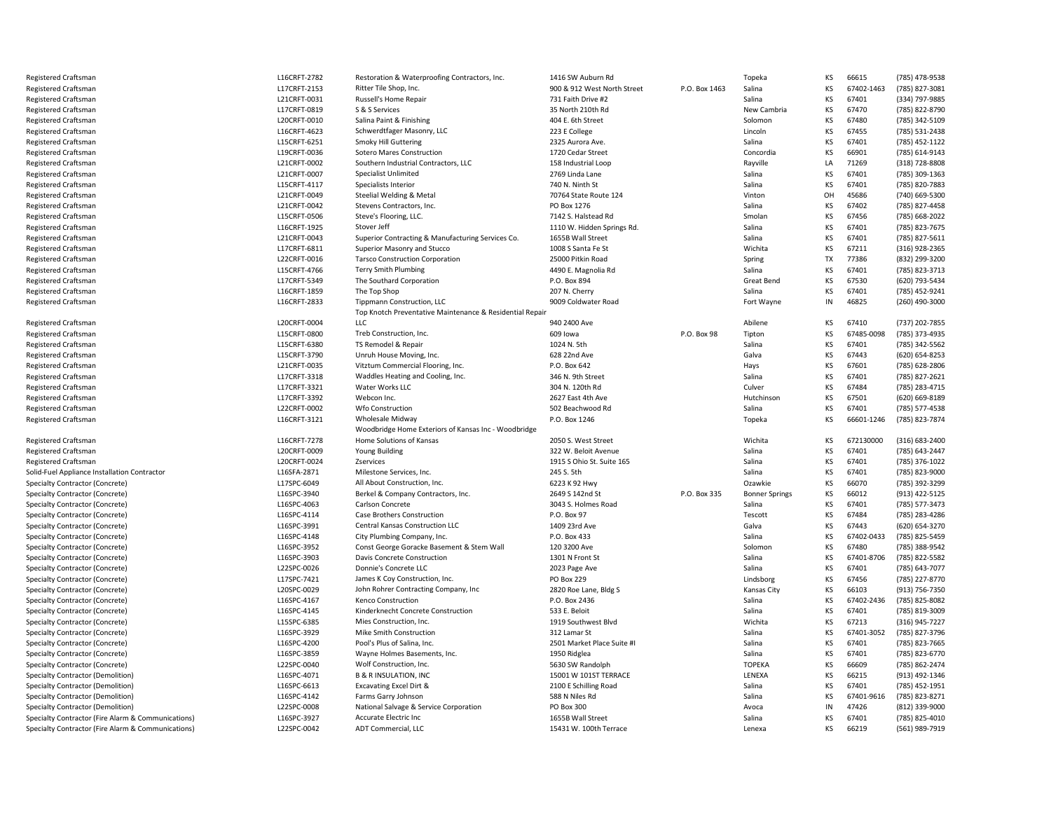| | | | | | | | | |
|---|---|---|---|---|---|---|---|---|
| Registered Craftsman | L16CRFT-2782 | Restoration & Waterproofing Contractors, Inc. | 1416 SW Auburn Rd | | Topeka | KS | 66615 | (785) 478-9538 |
| Registered Craftsman | L17CRFT-2153 | Ritter Tile Shop, Inc. | 900 & 912 West North Street | P.O. Box 1463 | Salina | KS | 67402-1463 | (785) 827-3081 |
| Registered Craftsman | L21CRFT-0031 | Russell's Home Repair | 731 Faith Drive #2 | | Salina | KS | 67401 | (334) 797-9885 |
| Registered Craftsman | L17CRFT-0819 | S & S Services | 35 North 210th Rd | | New Cambria | KS | 67470 | (785) 822-8790 |
| Registered Craftsman | L20CRFT-0010 | Salina Paint & Finishing | 404 E. 6th Street | | Solomon | KS | 67480 | (785) 342-5109 |
| Registered Craftsman | L16CRFT-4623 | Schwerdtfager Masonry, LLC | 223 E College | | Lincoln | KS | 67455 | (785) 531-2438 |
| Registered Craftsman | L15CRFT-6251 | Smoky Hill Guttering | 2325 Aurora Ave. | | Salina | KS | 67401 | (785) 452-1122 |
| Registered Craftsman | L19CRFT-0036 | Sotero Mares Construction | 1720 Cedar Street | | Concordia | KS | 66901 | (785) 614-9143 |
| Registered Craftsman | L21CRFT-0002 | Southern Industrial Contractors, LLC | 158 Industrial Loop | | Rayville | LA | 71269 | (318) 728-8808 |
| Registered Craftsman | L21CRFT-0007 | Specialist Unlimited | 2769 Linda Lane | | Salina | KS | 67401 | (785) 309-1363 |
| Registered Craftsman | L15CRFT-4117 | Specialists Interior | 740 N. Ninth St | | Salina | KS | 67401 | (785) 820-7883 |
| Registered Craftsman | L21CRFT-0049 | Steelial Welding & Metal | 70764 State Route 124 | | Vinton | OH | 45686 | (740) 669-5300 |
| Registered Craftsman | L21CRFT-0042 | Stevens Contractors, Inc. | PO Box 1276 | | Salina | KS | 67402 | (785) 827-4458 |
| Registered Craftsman | L15CRFT-0506 | Steve's Flooring, LLC. | 7142 S. Halstead Rd | | Smolan | KS | 67456 | (785) 668-2022 |
| Registered Craftsman | L16CRFT-1925 | Stover Jeff | 1110 W. Hidden Springs Rd. | | Salina | KS | 67401 | (785) 823-7675 |
| Registered Craftsman | L21CRFT-0043 | Superior Contracting & Manufacturing Services Co. | 1655B Wall Street | | Salina | KS | 67401 | (785) 827-5611 |
| Registered Craftsman | L17CRFT-6811 | Superior Masonry and Stucco | 1008 S Santa Fe St | | Wichita | KS | 67211 | (316) 928-2365 |
| Registered Craftsman | L22CRFT-0016 | Tarsco Construction Corporation | 25000 Pitkin Road | | Spring | TX | 77386 | (832) 299-3200 |
| Registered Craftsman | L15CRFT-4766 | Terry Smith Plumbing | 4490 E. Magnolia Rd | | Salina | KS | 67401 | (785) 823-3713 |
| Registered Craftsman | L17CRFT-5349 | The Southard Corporation | P.O. Box 894 | | Great Bend | KS | 67530 | (620) 793-5434 |
| Registered Craftsman | L16CRFT-1859 | The Top Shop | 207 N. Cherry | | Salina | KS | 67401 | (785) 452-9241 |
| Registered Craftsman | L16CRFT-2833 | Tippmann Construction, LLC | 9009 Coldwater Road | | Fort Wayne | IN | 46825 | (260) 490-3000 |
| Registered Craftsman | L20CRFT-0004 | Top Knotch Preventative Maintenance & Residential Repair LLC | 940 2400 Ave | | Abilene | KS | 67410 | (737) 202-7855 |
| Registered Craftsman | L15CRFT-0800 | Treb Construction, Inc. | 609 Iowa | P.O. Box 98 | Tipton | KS | 67485-0098 | (785) 373-4935 |
| Registered Craftsman | L15CRFT-6380 | TS Remodel & Repair | 1024 N. 5th | | Salina | KS | 67401 | (785) 342-5562 |
| Registered Craftsman | L15CRFT-3790 | Unruh House Moving, Inc. | 628 22nd Ave | | Galva | KS | 67443 | (620) 654-8253 |
| Registered Craftsman | L21CRFT-0035 | Vitztum Commercial Flooring, Inc. | P.O. Box 642 | | Hays | KS | 67601 | (785) 628-2806 |
| Registered Craftsman | L17CRFT-3318 | Waddles Heating and Cooling, Inc. | 346 N. 9th Street | | Salina | KS | 67401 | (785) 827-2621 |
| Registered Craftsman | L17CRFT-3321 | Water Works LLC | 304 N. 120th Rd | | Culver | KS | 67484 | (785) 283-4715 |
| Registered Craftsman | L17CRFT-3392 | Webcon Inc. | 2627 East 4th Ave | | Hutchinson | KS | 67501 | (620) 669-8189 |
| Registered Craftsman | L22CRFT-0002 | Wfo Construction | 502 Beachwood Rd | | Salina | KS | 67401 | (785) 577-4538 |
| Registered Craftsman | L16CRFT-3121 | Wholesale Midway | P.O. Box 1246 | | Topeka | KS | 66601-1246 | (785) 823-7874 |
| Registered Craftsman | L16CRFT-7278 | Woodbridge Home Exteriors of Kansas Inc - Woodbridge Home Solutions of Kansas | 2050 S. West Street | | Wichita | KS | 672130000 | (316) 683-2400 |
| Registered Craftsman | L20CRFT-0009 | Young Building | 322 W. Beloit Avenue | | Salina | KS | 67401 | (785) 643-2447 |
| Registered Craftsman | L20CRFT-0024 | Zservices | 1915 S Ohio St. Suite 165 | | Salina | KS | 67401 | (785) 376-1022 |
| Solid-Fuel Appliance Installation Contractor | L16SFA-2871 | Milestone Services, Inc. | 245 S. 5th | | Salina | KS | 67401 | (785) 823-9000 |
| Specialty Contractor (Concrete) | L17SPC-6049 | All About Construction, Inc. | 6223 K 92 Hwy | | Ozawkie | KS | 66070 | (785) 392-3299 |
| Specialty Contractor (Concrete) | L16SPC-3940 | Berkel & Company Contractors, Inc. | 2649 S 142nd St | P.O. Box 335 | Bonner Springs | KS | 66012 | (913) 422-5125 |
| Specialty Contractor (Concrete) | L16SPC-4063 | Carlson Concrete | 3043 S. Holmes Road | | Salina | KS | 67401 | (785) 577-3473 |
| Specialty Contractor (Concrete) | L16SPC-4114 | Case Brothers Construction | P.O. Box 97 | | Tescott | KS | 67484 | (785) 283-4286 |
| Specialty Contractor (Concrete) | L16SPC-3991 | Central Kansas Construction LLC | 1409 23rd Ave | | Galva | KS | 67443 | (620) 654-3270 |
| Specialty Contractor (Concrete) | L16SPC-4148 | City Plumbing Company, Inc. | P.O. Box 433 | | Salina | KS | 67402-0433 | (785) 825-5459 |
| Specialty Contractor (Concrete) | L16SPC-3952 | Const George Goracke Basement & Stem Wall | 120 3200 Ave | | Solomon | KS | 67480 | (785) 388-9542 |
| Specialty Contractor (Concrete) | L16SPC-3903 | Davis Concrete Construction | 1301 N Front St | | Salina | KS | 67401-8706 | (785) 822-5582 |
| Specialty Contractor (Concrete) | L22SPC-0026 | Donnie's Concrete LLC | 2023 Page Ave | | Salina | KS | 67401 | (785) 643-7077 |
| Specialty Contractor (Concrete) | L17SPC-7421 | James K Coy Construction, Inc. | PO Box 229 | | Lindsborg | KS | 67456 | (785) 227-8770 |
| Specialty Contractor (Concrete) | L20SPC-0029 | John Rohrer Contracting Company, Inc | 2820 Roe Lane, Bldg S | | Kansas City | KS | 66103 | (913) 756-7350 |
| Specialty Contractor (Concrete) | L16SPC-4167 | Kenco Construction | P.O. Box 2436 | | Salina | KS | 67402-2436 | (785) 825-8082 |
| Specialty Contractor (Concrete) | L16SPC-4145 | Kinderknecht Concrete Construction | 533 E. Beloit | | Salina | KS | 67401 | (785) 819-3009 |
| Specialty Contractor (Concrete) | L15SPC-6385 | Mies Construction, Inc. | 1919 Southwest Blvd | | Wichita | KS | 67213 | (316) 945-7227 |
| Specialty Contractor (Concrete) | L16SPC-3929 | Mike Smith Construction | 312 Lamar St | | Salina | KS | 67401-3052 | (785) 827-3796 |
| Specialty Contractor (Concrete) | L16SPC-4200 | Pool's Plus of Salina, Inc. | 2501 Market Place Suite #I | | Salina | KS | 67401 | (785) 823-7665 |
| Specialty Contractor (Concrete) | L16SPC-3859 | Wayne Holmes Basements, Inc. | 1950 Ridglea | | Salina | KS | 67401 | (785) 823-6770 |
| Specialty Contractor (Concrete) | L22SPC-0040 | Wolf Construction, Inc. | 5630 SW Randolph | | TOPEKA | KS | 66609 | (785) 862-2474 |
| Specialty Contractor (Demolition) | L16SPC-4071 | B & R INSULATION, INC | 15001 W 101ST TERRACE | | LENEXA | KS | 66215 | (913) 492-1346 |
| Specialty Contractor (Demolition) | L16SPC-6613 | Excavating Excel Dirt & | 2100 E Schilling Road | | Salina | KS | 67401 | (785) 452-1951 |
| Specialty Contractor (Demolition) | L16SPC-4142 | Farms Garry Johnson | 588 N Niles Rd | | Salina | KS | 67401-9616 | (785) 823-8271 |
| Specialty Contractor (Demolition) | L22SPC-0008 | National Salvage & Service Corporation | PO Box 300 | | Avoca | IN | 47426 | (812) 339-9000 |
| Specialty Contractor (Fire Alarm & Communications) | L16SPC-3927 | Accurate Electric Inc | 1655B Wall Street | | Salina | KS | 67401 | (785) 825-4010 |
| Specialty Contractor (Fire Alarm & Communications) | L22SPC-0042 | ADT Commercial, LLC | 15431 W. 100th Terrace | | Lenexa | KS | 66219 | (561) 989-7919 |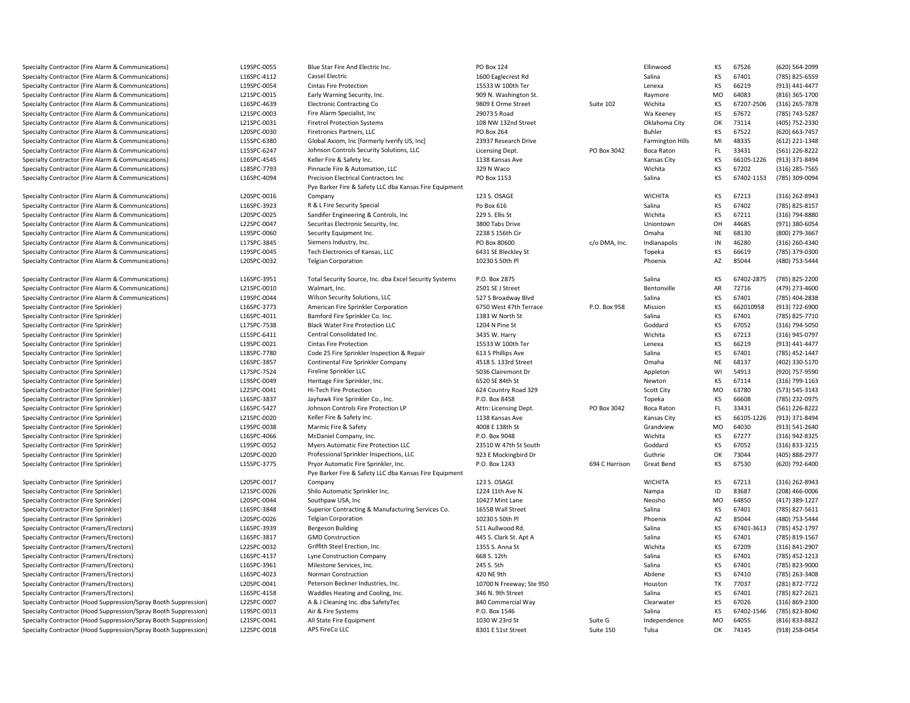| | | | | | | | | |
|---|---|---|---|---|---|---|---|---|
| Specialty Contractor (Fire Alarm & Communications) | L19SPC-0055 | Blue Star Fire And Electric Inc. | PO Box 124 | | Ellinwood | KS | 67526 | (620) 564-2099 |
| Specialty Contractor (Fire Alarm & Communications) | L16SPC-4112 | Cassel Electric | 1600 Eaglecrest Rd | | Salina | KS | 67401 | (785) 825-6559 |
| Specialty Contractor (Fire Alarm & Communications) | L19SPC-0054 | Cintas Fire Protection | 15533 W 100th Ter | | Lenexa | KS | 66219 | (913) 441-4477 |
| Specialty Contractor (Fire Alarm & Communications) | L21SPC-0015 | Early Warning Security, Inc. | 909 N. Washington St. | | Raymore | MO | 64083 | (816) 365-1700 |
| Specialty Contractor (Fire Alarm & Communications) | L16SPC-4639 | Electronic Contracting Co | 9809 E Orme Street | Suite 102 | Wichita | KS | 67207-2506 | (316) 265-7878 |
| Specialty Contractor (Fire Alarm & Communications) | L21SPC-0003 | Fire Alarm Specialist, Inc | 29073 S Road | | Wa Keeney | KS | 67672 | (785) 743-5287 |
| Specialty Contractor (Fire Alarm & Communications) | L21SPC-0031 | Firetrol Protection Systems | 108 NW 132nd Street | | Oklahoma City | OK | 73114 | (405) 752-2330 |
| Specialty Contractor (Fire Alarm & Communications) | L20SPC-0030 | Firetronics Partners, LLC | PO Box 264 | | Buhler | KS | 67522 | (620) 663-7457 |
| Specialty Contractor (Fire Alarm & Communications) | L15SPC-6380 | Global Axiom, Inc [formerly Iverify US, Inc] | 23937 Research Drive | | Farmington Hills | MI | 48335 | (612) 221-1348 |
| Specialty Contractor (Fire Alarm & Communications) | L15SPC-6247 | Johnson Controls Security Solutions, LLC | Licensing Dept. | PO Box 3042 | Boca Raton | FL | 33431 | (561) 226-8222 |
| Specialty Contractor (Fire Alarm & Communications) | L16SPC-4545 | Keller Fire & Safety Inc. | 1138 Kansas Ave | | Kansas City | KS | 66105-1226 | (913) 371-8494 |
| Specialty Contractor (Fire Alarm & Communications) | L18SPC-7793 | Pinnacle Fire & Automation, LLC | 329 N Waco | | Wichita | KS | 67202 | (316) 285-7565 |
| Specialty Contractor (Fire Alarm & Communications) | L16SPC-4094 | Precision Electrical Contractors Inc | PO Box 1153 | | Salina | KS | 67402-1153 | (785) 309-0094 |
| Specialty Contractor (Fire Alarm & Communications) | L20SPC-0016 | Pye Barker Fire & Safety LLC dba Kansas Fire Equipment Company | 123 S. OSAGE | | WICHITA | KS | 67213 | (316) 262-8943 |
| Specialty Contractor (Fire Alarm & Communications) | L16SPC-3923 | R & L Fire Security Special | Po Box 616 | | Salina | KS | 67402 | (785) 825-8157 |
| Specialty Contractor (Fire Alarm & Communications) | L20SPC-0025 | Sandifer Engineering & Controls, Inc | 229 S. Ellis St | | Wichita | KS | 67211 | (316) 794-8880 |
| Specialty Contractor (Fire Alarm & Communications) | L22SPC-0047 | Securitas Electronic Security, Inc. | 3800 Tabs Drive | | Uniontown | OH | 44685 | (971) 380-6054 |
| Specialty Contractor (Fire Alarm & Communications) | L19SPC-0060 | Security Equipment Inc. | 2238 S 156th Cir | | Omaha | NE | 68130 | (800) 279-3667 |
| Specialty Contractor (Fire Alarm & Communications) | L17SPC-3845 | Siemens Industry, Inc. | PO Box 80600 | c/o DMA, Inc. | Indianapolis | IN | 46280 | (316) 260-4340 |
| Specialty Contractor (Fire Alarm & Communications) | L19SPC-0045 | Tech Electronics of Kansas, LLC | 6431 SE Bleckley St | | Topeka | KS | 66619 | (785) 379-0300 |
| Specialty Contractor (Fire Alarm & Communications) | L20SPC-0032 | Telgian Corporation | 10230 S 50th Pl | | Phoenix | AZ | 85044 | (480) 753-5444 |
| Specialty Contractor (Fire Alarm & Communications) | L16SPC-3951 | Total Security Source, Inc. dba Excel Security Systems | P.O. Box 2875 | | Salina | KS | 67402-2875 | (785) 825-2200 |
| Specialty Contractor (Fire Alarm & Communications) | L21SPC-0010 | Walmart, Inc. | 2501 SE J Street | | Bentonville | AR | 72716 | (479) 273-4600 |
| Specialty Contractor (Fire Alarm & Communications) | L19SPC-0044 | Wilson Security Solutions, LLC | 527 S Broadway Blvd | | Salina | KS | 67401 | (785) 404-2838 |
| Specialty Contractor (Fire Sprinkler) | L16SPC-3773 | American Fire Sprinkler Corporation | 6750 West 47th Terrace | P.O. Box 958 | Mission | KS | 662010958 | (913) 722-6900 |
| Specialty Contractor (Fire Sprinkler) | L16SPC-4011 | Bamford Fire Sprinkler Co. Inc. | 1383 W North St | | Salina | KS | 67401 | (785) 825-7710 |
| Specialty Contractor (Fire Sprinkler) | L17SPC-7538 | Black Water Fire Protection LLC | 1204 N Pine St | | Goddard | KS | 67052 | (316) 794-5050 |
| Specialty Contractor (Fire Sprinkler) | L15SPC-6411 | Central Consolidated Inc. | 3435 W. Harry | | Wichita | KS | 67213 | (316) 945-0797 |
| Specialty Contractor (Fire Sprinkler) | L19SPC-0021 | Cintas Fire Protection | 15533 W 100th Ter | | Lenexa | KS | 66219 | (913) 441-4477 |
| Specialty Contractor (Fire Sprinkler) | L18SPC-7780 | Code 25 Fire Sprinkler Inspection & Repair | 613 S Phillips Ave | | Salina | KS | 67401 | (785) 452-1447 |
| Specialty Contractor (Fire Sprinkler) | L16SPC-3857 | Continental Fire Sprinkler Company | 4518 S. 133rd Street | | Omaha | NE | 68137 | (402) 330-5170 |
| Specialty Contractor (Fire Sprinkler) | L17SPC-7524 | Fireline Sprinkler LLC | 5036 Clairemont Dr | | Appleton | WI | 54913 | (920) 757-9590 |
| Specialty Contractor (Fire Sprinkler) | L19SPC-0049 | Heritage Fire Sprinkler, Inc. | 6520 SE 84th St | | Newton | KS | 67114 | (316) 799-1163 |
| Specialty Contractor (Fire Sprinkler) | L22SPC-0041 | Hi-Tech Fire Protection | 624 Country Road 329 | | Scott City | MO | 63780 | (573) 545-3143 |
| Specialty Contractor (Fire Sprinkler) | L16SPC-3837 | Jayhawk Fire Sprinkler Co., Inc. | P.O. Box 8458 | | Topeka | KS | 66608 | (785) 232-0975 |
| Specialty Contractor (Fire Sprinkler) | L16SPC-5427 | Johnson Controls Fire Protection LP | Attn: Licensing Dept. | PO Box 3042 | Boca Raton | FL | 33431 | (561) 226-8222 |
| Specialty Contractor (Fire Sprinkler) | L21SPC-0020 | Keller Fire & Safety Inc. | 1138 Kansas Ave | | Kansas City | KS | 66105-1226 | (913) 371-8494 |
| Specialty Contractor (Fire Sprinkler) | L19SPC-0038 | Marmic Fire & Safety | 4008 E 138th St | | Grandview | MO | 64030 | (913) 541-2640 |
| Specialty Contractor (Fire Sprinkler) | L16SPC-4066 | McDaniel Company, Inc. | P.O. Box 9048 | | Wichita | KS | 67277 | (316) 942-8325 |
| Specialty Contractor (Fire Sprinkler) | L19SPC-0052 | Myers Automatic Fire Protection LLC | 23510 W 47th St South | | Goddard | KS | 67052 | (316) 833-3215 |
| Specialty Contractor (Fire Sprinkler) | L20SPC-0020 | Professional Sprinkler Inspections, LLC | 923 E Mockingbird Dr | | Guthrie | OK | 73044 | (405) 888-2977 |
| Specialty Contractor (Fire Sprinkler) | L15SPC-3775 | Pryor Automatic Fire Sprinkler, Inc. | P.O. Box 1243 | 694 C Harrison | Great Bend | KS | 67530 | (620) 792-6400 |
| Specialty Contractor (Fire Sprinkler) | L20SPC-0017 | Pye Barker Fire & Safety LLC dba Kansas Fire Equipment Company | 123 S. OSAGE | | WICHITA | KS | 67213 | (316) 262-8943 |
| Specialty Contractor (Fire Sprinkler) | L21SPC-0026 | Shilo Automatic Sprinkler Inc. | 1224 11th Ave N. | | Nampa | ID | 83687 | (208) 466-0006 |
| Specialty Contractor (Fire Sprinkler) | L20SPC-0044 | Southpaw USA, Inc | 10427 Mint Lane | | Neosho | MO | 64850 | (417) 389-1227 |
| Specialty Contractor (Fire Sprinkler) | L16SPC-3848 | Superior Contracting & Manufacturing Services Co. | 1655B Wall Street | | Salina | KS | 67401 | (785) 827-5611 |
| Specialty Contractor (Fire Sprinkler) | L20SPC-0026 | Telgian Corporation | 10230 S 50th Pl | | Phoenix | AZ | 85044 | (480) 753-5444 |
| Specialty Contractor (Framers/Erectors) | L16SPC-3939 | Bergeson Building | 511 Aullwood Rd. | | Salina | KS | 67401-3613 | (785) 452-1797 |
| Specialty Contractor (Framers/Erectors) | L16SPC-3817 | GMD Construction | 445 S. Clark St. Apt A | | Salina | KS | 67401 | (785) 819-1567 |
| Specialty Contractor (Framers/Erectors) | L22SPC-0032 | Griffith Steel Erection, Inc. | 1355 S. Anna St | | Wichita | KS | 67209 | (316) 841-2907 |
| Specialty Contractor (Framers/Erectors) | L16SPC-4137 | Lyne Construction Company | 668 S. 12th | | Salina | KS | 67401 | (785) 452-1213 |
| Specialty Contractor (Framers/Erectors) | L16SPC-3961 | Milestone Services, Inc. | 245 S. 5th | | Salina | KS | 67401 | (785) 823-9000 |
| Specialty Contractor (Framers/Erectors) | L16SPC-4023 | Norman Construction | 420 NE 9th | | Abilene | KS | 67410 | (785) 263-3408 |
| Specialty Contractor (Framers/Erectors) | L20SPC-0041 | Peterson Beckner Industries, Inc. | 10700 N Freeway; Ste 950 | | Houston | TX | 77037 | (281) 872-7722 |
| Specialty Contractor (Framers/Erectors) | L16SPC-4158 | Waddles Heating and Cooling, Inc. | 346 N. 9th Street | | Salina | KS | 67401 | (785) 827-2621 |
| Specialty Contractor (Hood Suppression/Spray Booth Suppression) | L22SPC-0007 | A & J Cleaning Inc. dba SafetyTec | 840 Commercial Way | | Clearwater | KS | 67026 | (316) 869-2300 |
| Specialty Contractor (Hood Suppression/Spray Booth Suppression) | L19SPC-0013 | Air & Fire Systems | P.O. Box 1546 | | Salina | KS | 67402-1546 | (785) 823-8040 |
| Specialty Contractor (Hood Suppression/Spray Booth Suppression) | L21SPC-0041 | All State Fire Equipment | 1030 W 23rd St | Suite G | Independence | MO | 64055 | (816) 833-8822 |
| Specialty Contractor (Hood Suppression/Spray Booth Suppression) | L22SPC-0018 | APS FireCo LLC | 8301 E 51st Street | Suite 150 | Tulsa | OK | 74145 | (918) 258-0454 |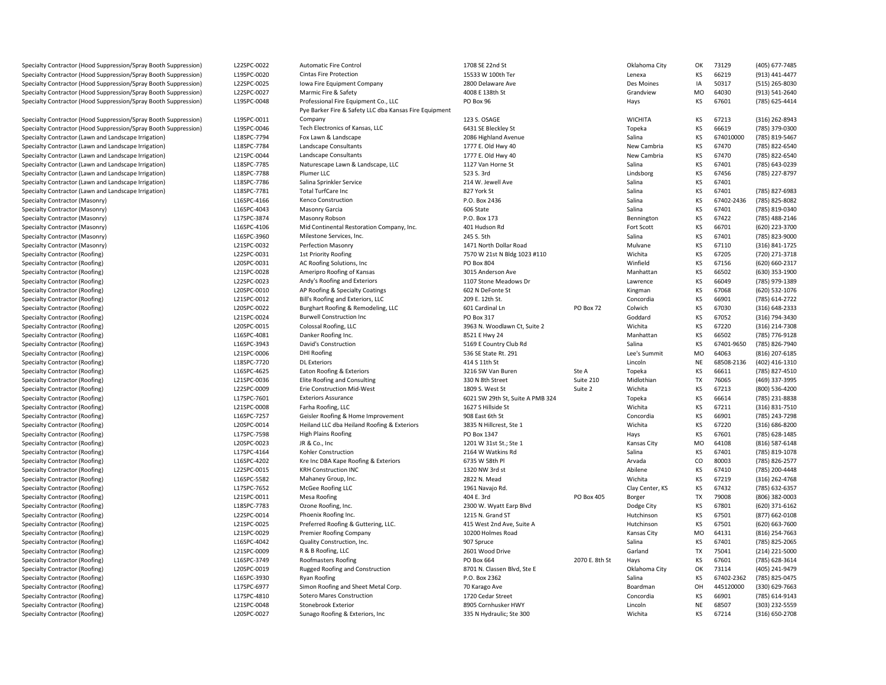| | | | | | | | | |
|---|---|---|---|---|---|---|---|---|
| Specialty Contractor (Hood Suppression/Spray Booth Suppression) | L22SPC-0022 | Automatic Fire Control | 1708 SE 22nd St | | Oklahoma City | OK | 73129 | (405) 677-7485 |
| Specialty Contractor (Hood Suppression/Spray Booth Suppression) | L19SPC-0020 | Cintas Fire Protection | 15533 W 100th Ter | | Lenexa | KS | 66219 | (913) 441-4477 |
| Specialty Contractor (Hood Suppression/Spray Booth Suppression) | L22SPC-0025 | Iowa Fire Equipment Company | 2800 Delaware Ave | | Des Moines | IA | 50317 | (515) 265-8030 |
| Specialty Contractor (Hood Suppression/Spray Booth Suppression) | L22SPC-0027 | Marmic Fire & Safety | 4008 E 138th St | | Grandview | MO | 64030 | (913) 541-2640 |
| Specialty Contractor (Hood Suppression/Spray Booth Suppression) | L19SPC-0048 | Professional Fire Equipment Co., LLC | PO Box 96 | | Hays | KS | 67601 | (785) 625-4414 |
| Specialty Contractor (Hood Suppression/Spray Booth Suppression) | L19SPC-0011 | Pye Barker Fire & Safety LLC dba Kansas Fire Equipment Company | 123 S. OSAGE | | WICHITA | KS | 67213 | (316) 262-8943 |
| Specialty Contractor (Hood Suppression/Spray Booth Suppression) | L19SPC-0046 | Tech Electronics of Kansas, LLC | 6431 SE Bleckley St | | Topeka | KS | 66619 | (785) 379-0300 |
| Specialty Contractor (Lawn and Landscape Irrigation) | L18SPC-7794 | Fox Lawn & Landscape | 2086 Highland Avenue | | Salina | KS | 674010000 | (785) 819-5467 |
| Specialty Contractor (Lawn and Landscape Irrigation) | L18SPC-7784 | Landscape Consultants | 1777 E. Old Hwy 40 | | New Cambria | KS | 67470 | (785) 822-6540 |
| Specialty Contractor (Lawn and Landscape Irrigation) | L21SPC-0044 | Landscape Consultants | 1777 E. Old Hwy 40 | | New Cambria | KS | 67470 | (785) 822-6540 |
| Specialty Contractor (Lawn and Landscape Irrigation) | L18SPC-7785 | Naturescape Lawn & Landscape, LLC | 1127 Van Horne St | | Salina | KS | 67401 | (785) 643-0239 |
| Specialty Contractor (Lawn and Landscape Irrigation) | L18SPC-7788 | Plumer LLC | 523 S. 3rd | | Lindsborg | KS | 67456 | (785) 227-8797 |
| Specialty Contractor (Lawn and Landscape Irrigation) | L18SPC-7786 | Salina Sprinkler Service | 214 W. Jewell Ave | | Salina | KS | 67401 | |
| Specialty Contractor (Lawn and Landscape Irrigation) | L18SPC-7781 | Total TurfCare Inc | 827 York St | | Salina | KS | 67401 | (785) 827-6983 |
| Specialty Contractor (Masonry) | L16SPC-4166 | Kenco Construction | P.O. Box 2436 | | Salina | KS | 67402-2436 | (785) 825-8082 |
| Specialty Contractor (Masonry) | L16SPC-4043 | Masonry Garcia | 606 State | | Salina | KS | 67401 | (785) 819-0340 |
| Specialty Contractor (Masonry) | L17SPC-3874 | Masonry Robson | P.O. Box 173 | | Bennington | KS | 67422 | (785) 488-2146 |
| Specialty Contractor (Masonry) | L16SPC-4106 | Mid Continental Restoration Company, Inc. | 401 Hudson Rd | | Fort Scott | KS | 66701 | (620) 223-3700 |
| Specialty Contractor (Masonry) | L16SPC-3960 | Milestone Services, Inc. | 245 S. 5th | | Salina | KS | 67401 | (785) 823-9000 |
| Specialty Contractor (Masonry) | L21SPC-0032 | Perfection Masonry | 1471 North Dollar Road | | Mulvane | KS | 67110 | (316) 841-1725 |
| Specialty Contractor (Roofing) | L22SPC-0031 | 1st Priority Roofing | 7570 W 21st N Bldg 1023 #110 | | Wichita | KS | 67205 | (720) 271-3718 |
| Specialty Contractor (Roofing) | L20SPC-0031 | AC Roofing Solutions, Inc | PO Box 804 | | Winfield | KS | 67156 | (620) 660-2317 |
| Specialty Contractor (Roofing) | L21SPC-0028 | Ameripro Roofing of Kansas | 3015 Anderson Ave | | Manhattan | KS | 66502 | (630) 353-1900 |
| Specialty Contractor (Roofing) | L22SPC-0023 | Andy's Roofing and Exteriors | 1107 Stone Meadows Dr | | Lawrence | KS | 66049 | (785) 979-1389 |
| Specialty Contractor (Roofing) | L20SPC-0010 | AP Roofing & Specialty Coatings | 602 N DeFonte St | | Kingman | KS | 67068 | (620) 532-1076 |
| Specialty Contractor (Roofing) | L21SPC-0012 | Bill's Roofing and Exteriors, LLC | 209 E. 12th St. | | Concordia | KS | 66901 | (785) 614-2722 |
| Specialty Contractor (Roofing) | L20SPC-0022 | Burghart Roofing & Remodeling, LLC | 601 Cardinal Ln | PO Box 72 | Colwich | KS | 67030 | (316) 648-2333 |
| Specialty Contractor (Roofing) | L21SPC-0024 | Burwell Construction Inc | PO Box 317 | | Goddard | KS | 67052 | (316) 794-3430 |
| Specialty Contractor (Roofing) | L20SPC-0015 | Colossal Roofing, LLC | 3963 N. Woodlawn Ct, Suite 2 | | Wichita | KS | 67220 | (316) 214-7308 |
| Specialty Contractor (Roofing) | L16SPC-4081 | Danker Roofing Inc. | 8521 E Hwy 24 | | Manhattan | KS | 66502 | (785) 776-9128 |
| Specialty Contractor (Roofing) | L16SPC-3943 | David's Construction | 5169 E Country Club Rd | | Salina | KS | 67401-9650 | (785) 826-7940 |
| Specialty Contractor (Roofing) | L21SPC-0006 | DHI Roofing | 536 SE State Rt. 291 | | Lee's Summit | MO | 64063 | (816) 207-6185 |
| Specialty Contractor (Roofing) | L18SPC-7720 | DL Exteriors | 414 S 11th St | | Lincoln | NE | 68508-2136 | (402) 416-1310 |
| Specialty Contractor (Roofing) | L16SPC-4625 | Eaton Roofing & Exteriors | 3216 SW Van Buren | Ste A | Topeka | KS | 66611 | (785) 827-4510 |
| Specialty Contractor (Roofing) | L21SPC-0036 | Elite Roofing and Consulting | 330 N 8th Street | Suite 210 | Midlothian | TX | 76065 | (469) 337-3995 |
| Specialty Contractor (Roofing) | L22SPC-0009 | Erie Construction Mid-West | 1809 S. West St | Suite 2 | Wichita | KS | 67213 | (800) 536-4200 |
| Specialty Contractor (Roofing) | L17SPC-7601 | Exteriors Assurance | 6021 SW 29th St, Suite A PMB 324 | | Topeka | KS | 66614 | (785) 231-8838 |
| Specialty Contractor (Roofing) | L21SPC-0008 | Farha Roofing, LLC | 1627 S Hillside St | | Wichita | KS | 67211 | (316) 831-7510 |
| Specialty Contractor (Roofing) | L16SPC-7257 | Geisler Roofing & Home Improvement | 908 East 6th St | | Concordia | KS | 66901 | (785) 243-7298 |
| Specialty Contractor (Roofing) | L20SPC-0014 | Heiland LLC dba Heiland Roofing & Exteriors | 3835 N Hillcrest, Ste 1 | | Wichita | KS | 67220 | (316) 686-8200 |
| Specialty Contractor (Roofing) | L17SPC-7598 | High Plains Roofing | PO Box 1347 | | Hays | KS | 67601 | (785) 628-1485 |
| Specialty Contractor (Roofing) | L20SPC-0023 | JR & Co., Inc | 1201 W 31st St.; Ste 1 | | Kansas City | MO | 64108 | (816) 587-6148 |
| Specialty Contractor (Roofing) | L17SPC-4164 | Kohler Construction | 2164 W Watkins Rd | | Salina | KS | 67401 | (785) 819-1078 |
| Specialty Contractor (Roofing) | L16SPC-4202 | Kre Inc DBA Kape Roofing & Exteriors | 6735 W 58th Pl | | Arvada | CO | 80003 | (785) 826-2577 |
| Specialty Contractor (Roofing) | L22SPC-0015 | KRH Construction INC | 1320 NW 3rd st | | Abilene | KS | 67410 | (785) 200-4448 |
| Specialty Contractor (Roofing) | L16SPC-5582 | Mahaney Group, Inc. | 2822 N. Mead | | Wichita | KS | 67219 | (316) 262-4768 |
| Specialty Contractor (Roofing) | L17SPC-7652 | McGee Roofing LLC | 1961 Navajo Rd. | | Clay Center, KS | KS | 67432 | (785) 632-6357 |
| Specialty Contractor (Roofing) | L21SPC-0011 | Mesa Roofing | 404 E. 3rd | PO Box 405 | Borger | TX | 79008 | (806) 382-0003 |
| Specialty Contractor (Roofing) | L18SPC-7783 | Ozone Roofing, Inc. | 2300 W. Wyatt Earp Blvd | | Dodge City | KS | 67801 | (620) 371-6162 |
| Specialty Contractor (Roofing) | L22SPC-0014 | Phoenix Roofing Inc. | 1215 N. Grand ST | | Hutchinson | KS | 67501 | (877) 662-0108 |
| Specialty Contractor (Roofing) | L21SPC-0025 | Preferred Roofing & Guttering, LLC. | 415 West 2nd Ave, Suite A | | Hutchinson | KS | 67501 | (620) 663-7600 |
| Specialty Contractor (Roofing) | L21SPC-0029 | Premier Roofing Company | 10200 Holmes Road | | Kansas City | MO | 64131 | (816) 254-7663 |
| Specialty Contractor (Roofing) | L16SPC-4042 | Quality Construction, Inc. | 907 Spruce | | Salina | KS | 67401 | (785) 825-2065 |
| Specialty Contractor (Roofing) | L21SPC-0009 | R & B Roofing, LLC | 2601 Wood Drive | | Garland | TX | 75041 | (214) 221-5000 |
| Specialty Contractor (Roofing) | L16SPC-3749 | Roofmasters Roofing | PO Box 664 | 2070 E. 8th St | Hays | KS | 67601 | (785) 628-3614 |
| Specialty Contractor (Roofing) | L20SPC-0019 | Rugged Roofing and Construction | 8701 N. Classen Blvd, Ste E | | Oklahoma City | OK | 73114 | (405) 241-9479 |
| Specialty Contractor (Roofing) | L16SPC-3930 | Ryan Roofing | P.O. Box 2362 | | Salina | KS | 67402-2362 | (785) 825-0475 |
| Specialty Contractor (Roofing) | L17SPC-6977 | Simon Roofing and Sheet Metal Corp. | 70 Karago Ave | | Boardman | OH | 445120000 | (330) 629-7663 |
| Specialty Contractor (Roofing) | L17SPC-4810 | Sotero Mares Construction | 1720 Cedar Street | | Concordia | KS | 66901 | (785) 614-9143 |
| Specialty Contractor (Roofing) | L21SPC-0048 | Stonebrook Exterior | 8905 Cornhusker HWY | | Lincoln | NE | 68507 | (303) 232-5559 |
| Specialty Contractor (Roofing) | L20SPC-0027 | Sunago Roofing & Exteriors, Inc | 335 N Hydraulic; Ste 300 | | Wichita | KS | 67214 | (316) 650-2708 |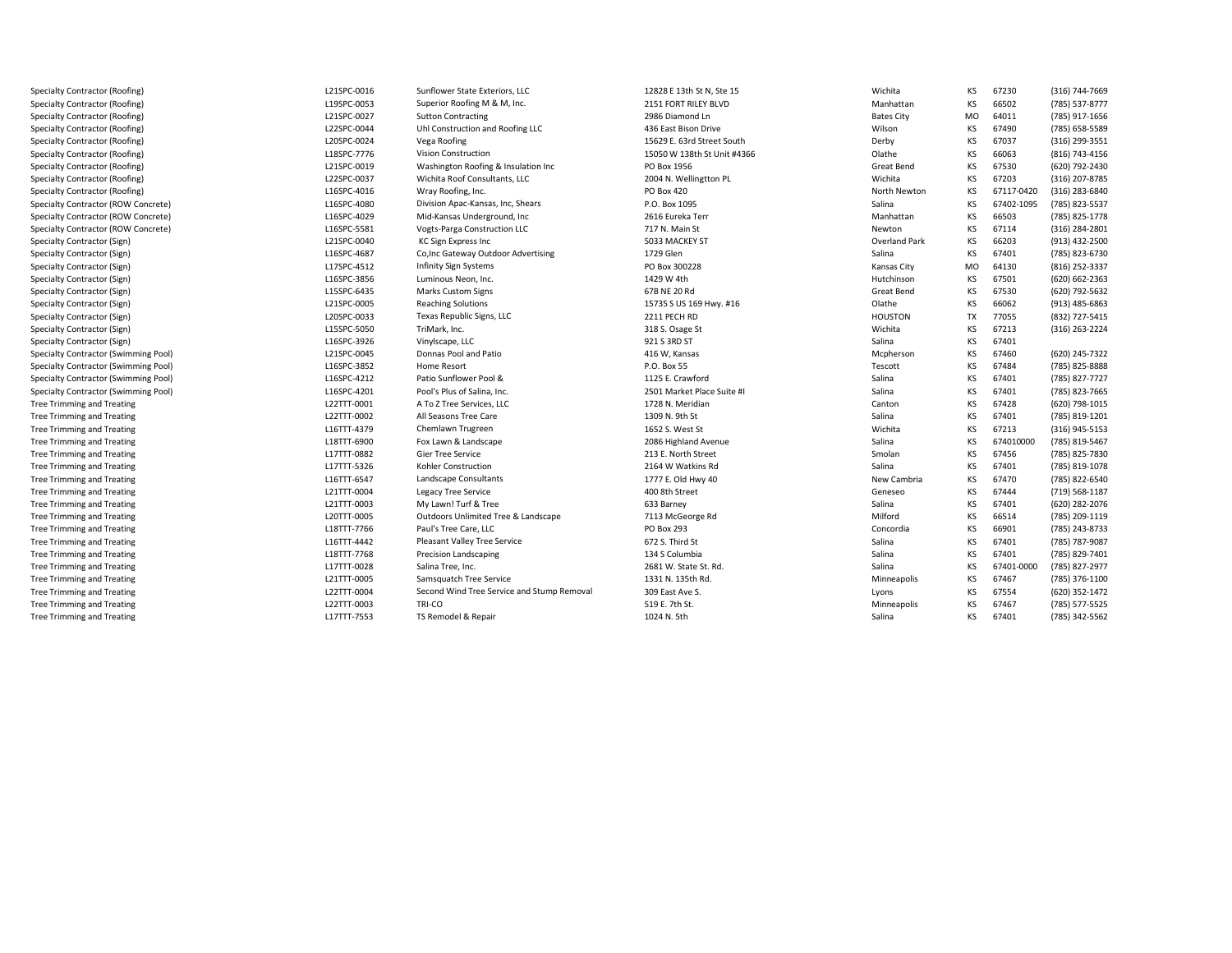| | | | | | | | |
|---|---|---|---|---|---|---|---|
| Specialty Contractor (Roofing) | L21SPC-0016 | Sunflower State Exteriors, LLC | 12828 E 13th St N, Ste 15 | Wichita | KS | 67230 | (316) 744-7669 |
| Specialty Contractor (Roofing) | L19SPC-0053 | Superior Roofing M & M, Inc. | 2151 FORT RILEY BLVD | Manhattan | KS | 66502 | (785) 537-8777 |
| Specialty Contractor (Roofing) | L21SPC-0027 | Sutton Contracting | 2986 Diamond Ln | Bates City | MO | 64011 | (785) 917-1656 |
| Specialty Contractor (Roofing) | L22SPC-0044 | Uhl Construction and Roofing LLC | 436 East Bison Drive | Wilson | KS | 67490 | (785) 658-5589 |
| Specialty Contractor (Roofing) | L20SPC-0024 | Vega Roofing | 15629 E. 63rd Street South | Derby | KS | 67037 | (316) 299-3551 |
| Specialty Contractor (Roofing) | L18SPC-7776 | Vision Construction | 15050 W 138th St Unit #4366 | Olathe | KS | 66063 | (816) 743-4156 |
| Specialty Contractor (Roofing) | L21SPC-0019 | Washington Roofing & Insulation Inc | PO Box 1956 | Great Bend | KS | 67530 | (620) 792-2430 |
| Specialty Contractor (Roofing) | L22SPC-0037 | Wichita Roof Consultants, LLC | 2004 N. Wellingtton PL | Wichita | KS | 67203 | (316) 207-8785 |
| Specialty Contractor (Roofing) | L16SPC-4016 | Wray Roofing, Inc. | PO Box 420 | North Newton | KS | 67117-0420 | (316) 283-6840 |
| Specialty Contractor (ROW Concrete) | L16SPC-4080 | Division Apac-Kansas, Inc, Shears | P.O. Box 1095 | Salina | KS | 67402-1095 | (785) 823-5537 |
| Specialty Contractor (ROW Concrete) | L16SPC-4029 | Mid-Kansas Underground, Inc | 2616 Eureka Terr | Manhattan | KS | 66503 | (785) 825-1778 |
| Specialty Contractor (ROW Concrete) | L16SPC-5581 | Vogts-Parga Construction LLC | 717 N. Main St | Newton | KS | 67114 | (316) 284-2801 |
| Specialty Contractor (Sign) | L21SPC-0040 | KC Sign Express Inc | 5033 MACKEY ST | Overland Park | KS | 66203 | (913) 432-2500 |
| Specialty Contractor (Sign) | L16SPC-4687 | Co,Inc Gateway Outdoor Advertising | 1729 Glen | Salina | KS | 67401 | (785) 823-6730 |
| Specialty Contractor (Sign) | L17SPC-4512 | Infinity Sign Systems | PO Box 300228 | Kansas City | MO | 64130 | (816) 252-3337 |
| Specialty Contractor (Sign) | L16SPC-3856 | Luminous Neon, Inc. | 1429 W 4th | Hutchinson | KS | 67501 | (620) 662-2363 |
| Specialty Contractor (Sign) | L15SPC-6435 | Marks Custom Signs | 67B NE 20 Rd | Great Bend | KS | 67530 | (620) 792-5632 |
| Specialty Contractor (Sign) | L21SPC-0005 | Reaching Solutions | 15735 S US 169 Hwy. #16 | Olathe | KS | 66062 | (913) 485-6863 |
| Specialty Contractor (Sign) | L20SPC-0033 | Texas Republic Signs, LLC | 2211 PECH RD | HOUSTON | TX | 77055 | (832) 727-5415 |
| Specialty Contractor (Sign) | L15SPC-5050 | TriMark, Inc. | 318 S. Osage St | Wichita | KS | 67213 | (316) 263-2224 |
| Specialty Contractor (Sign) | L16SPC-3926 | Vinylscape, LLC | 921 S 3RD ST | Salina | KS | 67401 | |
| Specialty Contractor (Swimming Pool) | L21SPC-0045 | Donnas Pool and Patio | 416 W, Kansas | Mcpherson | KS | 67460 | (620) 245-7322 |
| Specialty Contractor (Swimming Pool) | L16SPC-3852 | Home Resort | P.O. Box 55 | Tescott | KS | 67484 | (785) 825-8888 |
| Specialty Contractor (Swimming Pool) | L16SPC-4212 | Patio Sunflower Pool & | 1125 E. Crawford | Salina | KS | 67401 | (785) 827-7727 |
| Specialty Contractor (Swimming Pool) | L16SPC-4201 | Pool's Plus of Salina, Inc. | 2501 Market Place Suite #I | Salina | KS | 67401 | (785) 823-7665 |
| Tree Trimming and Treating | L22TTT-0001 | A To Z Tree Services, LLC | 1728 N. Meridian | Canton | KS | 67428 | (620) 798-1015 |
| Tree Trimming and Treating | L22TTT-0002 | All Seasons Tree Care | 1309 N. 9th St | Salina | KS | 67401 | (785) 819-1201 |
| Tree Trimming and Treating | L16TTT-4379 | Chemlawn Trugreen | 1652 S. West St | Wichita | KS | 67213 | (316) 945-5153 |
| Tree Trimming and Treating | L18TTT-6900 | Fox Lawn & Landscape | 2086 Highland Avenue | Salina | KS | 674010000 | (785) 819-5467 |
| Tree Trimming and Treating | L17TTT-0882 | Gier Tree Service | 213 E. North Street | Smolan | KS | 67456 | (785) 825-7830 |
| Tree Trimming and Treating | L17TTT-5326 | Kohler Construction | 2164 W Watkins Rd | Salina | KS | 67401 | (785) 819-1078 |
| Tree Trimming and Treating | L16TTT-6547 | Landscape Consultants | 1777 E. Old Hwy 40 | New Cambria | KS | 67470 | (785) 822-6540 |
| Tree Trimming and Treating | L21TTT-0004 | Legacy Tree Service | 400 8th Street | Geneseo | KS | 67444 | (719) 568-1187 |
| Tree Trimming and Treating | L21TTT-0003 | My Lawn! Turf & Tree | 633 Barney | Salina | KS | 67401 | (620) 282-2076 |
| Tree Trimming and Treating | L20TTT-0005 | Outdoors Unlimited Tree & Landscape | 7113 McGeorge Rd | Milford | KS | 66514 | (785) 209-1119 |
| Tree Trimming and Treating | L18TTT-7766 | Paul's Tree Care, LLC | PO Box 293 | Concordia | KS | 66901 | (785) 243-8733 |
| Tree Trimming and Treating | L16TTT-4442 | Pleasant Valley Tree Service | 672 S. Third St | Salina | KS | 67401 | (785) 787-9087 |
| Tree Trimming and Treating | L18TTT-7768 | Precision Landscaping | 134 S Columbia | Salina | KS | 67401 | (785) 829-7401 |
| Tree Trimming and Treating | L17TTT-0028 | Salina Tree, Inc. | 2681 W. State St. Rd. | Salina | KS | 67401-0000 | (785) 827-2977 |
| Tree Trimming and Treating | L21TTT-0005 | Samsquatch Tree Service | 1331 N. 135th Rd. | Minneapolis | KS | 67467 | (785) 376-1100 |
| Tree Trimming and Treating | L22TTT-0004 | Second Wind Tree Service and Stump Removal | 309 East Ave S. | Lyons | KS | 67554 | (620) 352-1472 |
| Tree Trimming and Treating | L22TTT-0003 | TRI-CO | 519 E. 7th St. | Minneapolis | KS | 67467 | (785) 577-5525 |
| Tree Trimming and Treating | L17TTT-7553 | TS Remodel & Repair | 1024 N. 5th | Salina | KS | 67401 | (785) 342-5562 |